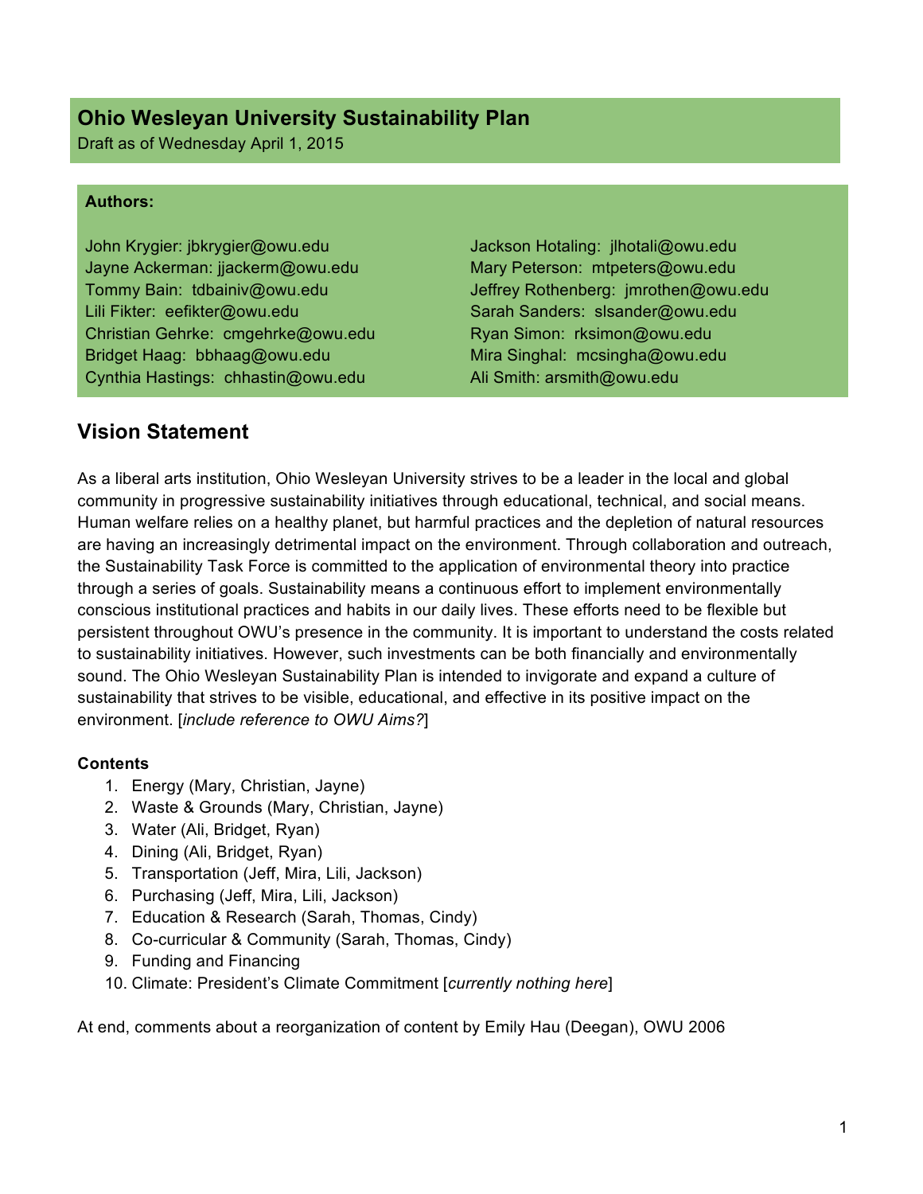# Ohio Wesleyan University Sustainability Plan

Draft as of Wednesday April 1, 2015

**Authors:**

John Krygier: jbkrygier@owu.edu
Jayne Ackerman: jjackerm@owu.edu
Tommy Bain: tdbainiv@owu.edu
Lili Fikter: eefikter@owu.edu
Christian Gehrke: cmgehrke@owu.edu
Bridget Haag: bbhaag@owu.edu
Cynthia Hastings: chhastin@owu.edu
Jackson Hotaling: jlhotali@owu.edu
Mary Peterson: mtpeters@owu.edu
Jeffrey Rothenberg: jmrothen@owu.edu
Sarah Sanders: slsander@owu.edu
Ryan Simon: rksimon@owu.edu
Mira Singhal: mcsingha@owu.edu
Ali Smith: arsmith@owu.edu

## Vision Statement

As a liberal arts institution, Ohio Wesleyan University strives to be a leader in the local and global community in progressive sustainability initiatives through educational, technical, and social means. Human welfare relies on a healthy planet, but harmful practices and the depletion of natural resources are having an increasingly detrimental impact on the environment. Through collaboration and outreach, the Sustainability Task Force is committed to the application of environmental theory into practice through a series of goals. Sustainability means a continuous effort to implement environmentally conscious institutional practices and habits in our daily lives. These efforts need to be flexible but persistent throughout OWU's presence in the community. It is important to understand the costs related to sustainability initiatives. However, such investments can be both financially and environmentally sound. The Ohio Wesleyan Sustainability Plan is intended to invigorate and expand a culture of sustainability that strives to be visible, educational, and effective in its positive impact on the environment. [*include reference to OWU Aims?*]

**Contents**

1. Energy (Mary, Christian, Jayne)
2. Waste & Grounds (Mary, Christian, Jayne)
3. Water (Ali, Bridget, Ryan)
4. Dining (Ali, Bridget, Ryan)
5. Transportation (Jeff, Mira, Lili, Jackson)
6. Purchasing (Jeff, Mira, Lili, Jackson)
7. Education & Research (Sarah, Thomas, Cindy)
8. Co-curricular & Community (Sarah, Thomas, Cindy)
9. Funding and Financing
10. Climate: President's Climate Commitment [*currently nothing here*]

At end, comments about a reorganization of content by Emily Hau (Deegan), OWU 2006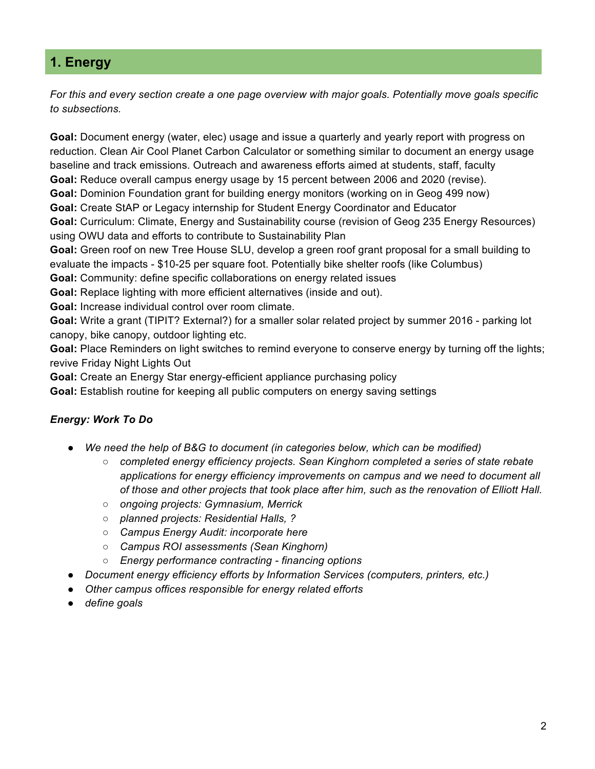## 1. Energy

*For this and every section create a one page overview with major goals. Potentially move goals specific to subsections.*

**Goal:** Document energy (water, elec) usage and issue a quarterly and yearly report with progress on reduction. Clean Air Cool Planet Carbon Calculator or something similar to document an energy usage baseline and track emissions. Outreach and awareness efforts aimed at students, staff, faculty
**Goal:** Reduce overall campus energy usage by 15 percent between 2006 and 2020 (revise).
**Goal:** Dominion Foundation grant for building energy monitors (working on in Geog 499 now)
**Goal:** Create StAP or Legacy internship for Student Energy Coordinator and Educator
**Goal:** Curriculum: Climate, Energy and Sustainability course (revision of Geog 235 Energy Resources) using OWU data and efforts to contribute to Sustainability Plan
**Goal:** Green roof on new Tree House SLU, develop a green roof grant proposal for a small building to evaluate the impacts - $10-25 per square foot. Potentially bike shelter roofs (like Columbus)
**Goal:** Community: define specific collaborations on energy related issues
**Goal:** Replace lighting with more efficient alternatives (inside and out).
**Goal:** Increase individual control over room climate.
**Goal:** Write a grant (TIPIT? External?) for a smaller solar related project by summer 2016 - parking lot canopy, bike canopy, outdoor lighting etc.
**Goal:** Place Reminders on light switches to remind everyone to conserve energy by turning off the lights; revive Friday Night Lights Out
**Goal:** Create an Energy Star energy-efficient appliance purchasing policy
**Goal:** Establish routine for keeping all public computers on energy saving settings

### *Energy: Work To Do*

- *We need the help of B&G to document (in categories below, which can be modified)*
  - *completed energy efficiency projects. Sean Kinghorn completed a series of state rebate applications for energy efficiency improvements on campus and we need to document all of those and other projects that took place after him, such as the renovation of Elliott Hall.*
  - *ongoing projects: Gymnasium, Merrick*
  - *planned projects: Residential Halls, ?*
  - *Campus Energy Audit: incorporate here*
  - *Campus ROI assessments (Sean Kinghorn)*
  - *Energy performance contracting - financing options*
- *Document energy efficiency efforts by Information Services (computers, printers, etc.)*
- *Other campus offices responsible for energy related efforts*
- *define goals*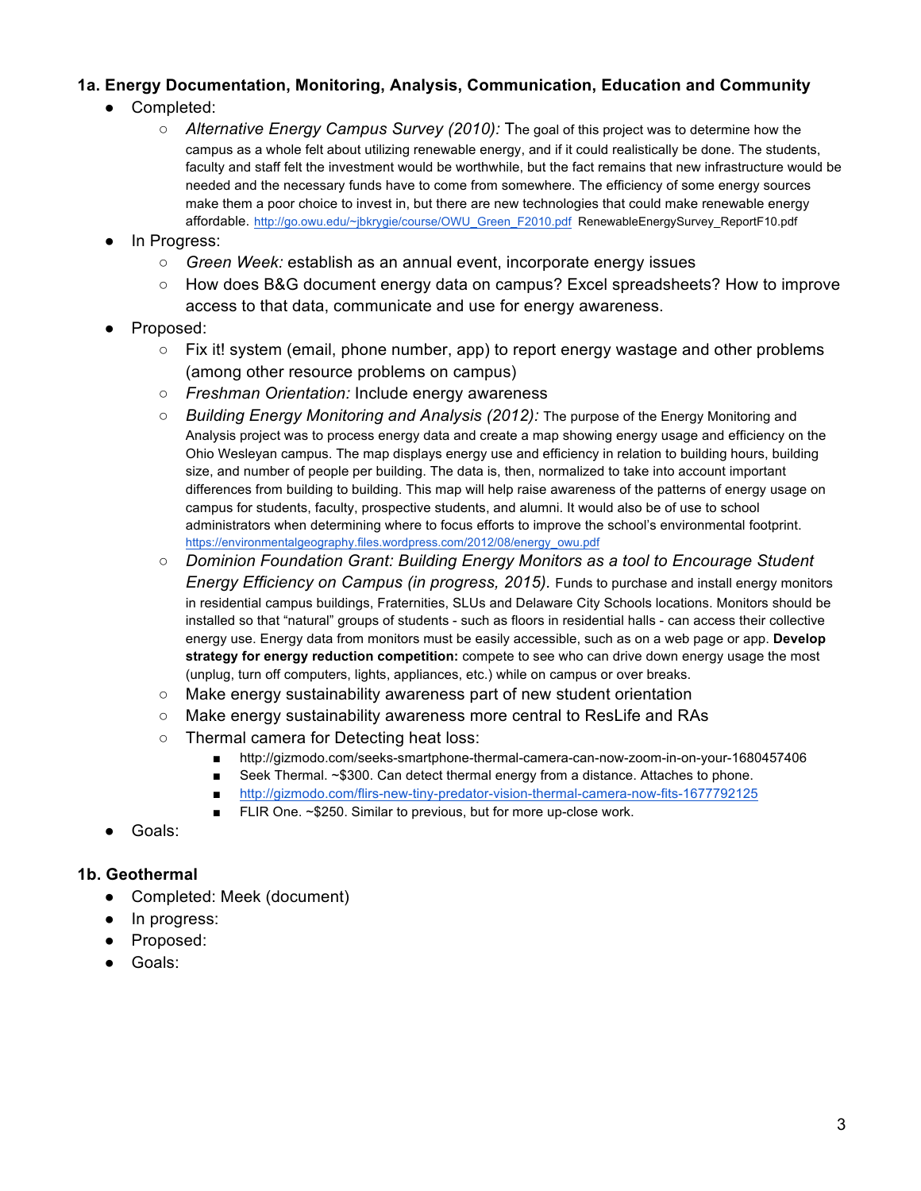### 1a. Energy Documentation, Monitoring, Analysis, Communication, Education and Community

- Completed:
  - *Alternative Energy Campus Survey (2010):* The goal of this project was to determine how the campus as a whole felt about utilizing renewable energy, and if it could realistically be done. The students, faculty and staff felt the investment would be worthwhile, but the fact remains that new infrastructure would be needed and the necessary funds have to come from somewhere. The efficiency of some energy sources make them a poor choice to invest in, but there are new technologies that could make renewable energy affordable. http://go.owu.edu/~jbkrygie/course/OWU_Green_F2010.pdf RenewableEnergySurvey_ReportF10.pdf
- In Progress:
  - *Green Week:* establish as an annual event, incorporate energy issues
  - How does B&G document energy data on campus? Excel spreadsheets? How to improve access to that data, communicate and use for energy awareness.
- Proposed:
  - Fix it! system (email, phone number, app) to report energy wastage and other problems (among other resource problems on campus)
  - *Freshman Orientation:* Include energy awareness
  - *Building Energy Monitoring and Analysis (2012):* The purpose of the Energy Monitoring and Analysis project was to process energy data and create a map showing energy usage and efficiency on the Ohio Wesleyan campus. The map displays energy use and efficiency in relation to building hours, building size, and number of people per building. The data is, then, normalized to take into account important differences from building to building. This map will help raise awareness of the patterns of energy usage on campus for students, faculty, prospective students, and alumni. It would also be of use to school administrators when determining where to focus efforts to improve the school's environmental footprint. https://environmentalgeography.files.wordpress.com/2012/08/energy_owu.pdf
  - *Dominion Foundation Grant: Building Energy Monitors as a tool to Encourage Student Energy Efficiency on Campus (in progress, 2015).* Funds to purchase and install energy monitors in residential campus buildings, Fraternities, SLUs and Delaware City Schools locations. Monitors should be installed so that "natural" groups of students - such as floors in residential halls - can access their collective energy use. Energy data from monitors must be easily accessible, such as on a web page or app. **Develop strategy for energy reduction competition:** compete to see who can drive down energy usage the most (unplug, turn off computers, lights, appliances, etc.) while on campus or over breaks.
  - Make energy sustainability awareness part of new student orientation
  - Make energy sustainability awareness more central to ResLife and RAs
  - Thermal camera for Detecting heat loss:
    - http://gizmodo.com/seeks-smartphone-thermal-camera-can-now-zoom-in-on-your-1680457406
    - Seek Thermal. ~$300. Can detect thermal energy from a distance. Attaches to phone.
    - http://gizmodo.com/flirs-new-tiny-predator-vision-thermal-camera-now-fits-1677792125
    - FLIR One. ~$250. Similar to previous, but for more up-close work.
- Goals:

### 1b. Geothermal

- Completed: Meek (document)
- In progress:
- Proposed:
- Goals: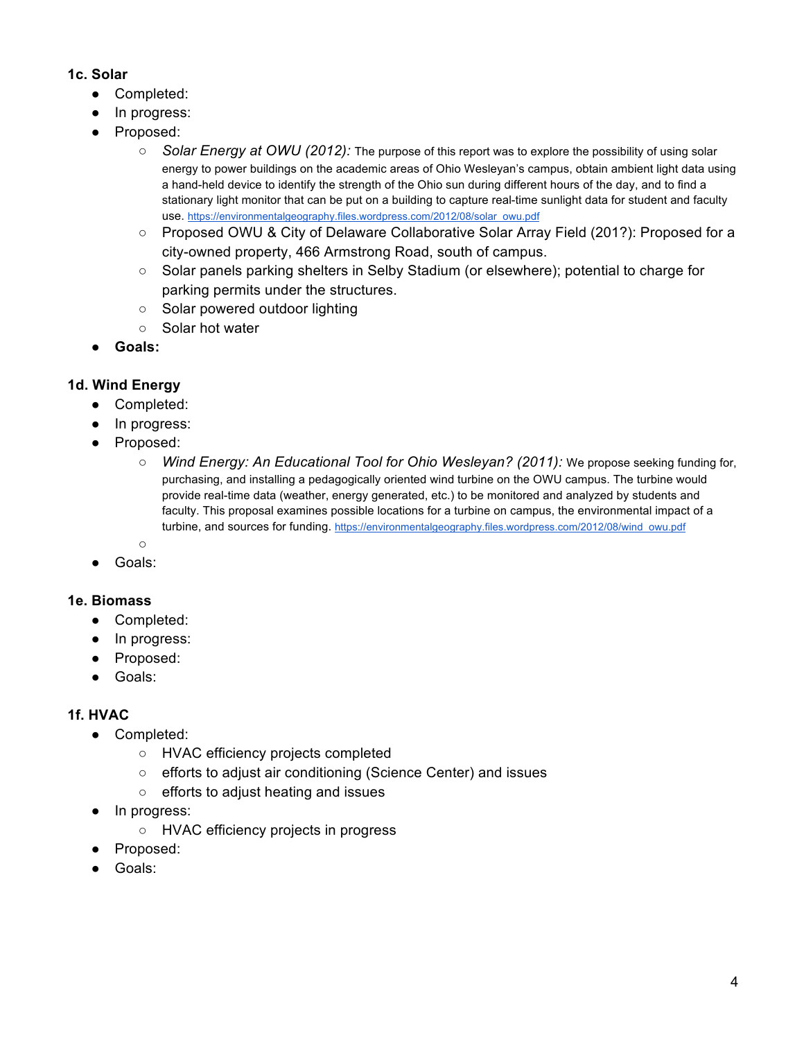### 1c. Solar

- Completed:
- In progress:
- Proposed:
  - *Solar Energy at OWU (2012):* The purpose of this report was to explore the possibility of using solar energy to power buildings on the academic areas of Ohio Wesleyan's campus, obtain ambient light data using a hand-held device to identify the strength of the Ohio sun during different hours of the day, and to find a stationary light monitor that can be put on a building to capture real-time sunlight data for student and faculty use. https://environmentalgeography.files.wordpress.com/2012/08/solar_owu.pdf
  - Proposed OWU & City of Delaware Collaborative Solar Array Field (201?): Proposed for a city-owned property, 466 Armstrong Road, south of campus.
  - Solar panels parking shelters in Selby Stadium (or elsewhere); potential to charge for parking permits under the structures.
  - Solar powered outdoor lighting
  - Solar hot water
- **Goals:**

### 1d. Wind Energy

- Completed:
- In progress:
- Proposed:
  - *Wind Energy: An Educational Tool for Ohio Wesleyan? (2011):* We propose seeking funding for, purchasing, and installing a pedagogically oriented wind turbine on the OWU campus. The turbine would provide real-time data (weather, energy generated, etc.) to be monitored and analyzed by students and faculty. This proposal examines possible locations for a turbine on campus, the environmental impact of a turbine, and sources for funding. https://environmentalgeography.files.wordpress.com/2012/08/wind_owu.pdf
  - 
- Goals:

### 1e. Biomass

- Completed:
- In progress:
- Proposed:
- Goals:

### 1f. HVAC

- Completed:
  - HVAC efficiency projects completed
  - efforts to adjust air conditioning (Science Center) and issues
  - efforts to adjust heating and issues
- In progress:
  - HVAC efficiency projects in progress
- Proposed:
- Goals: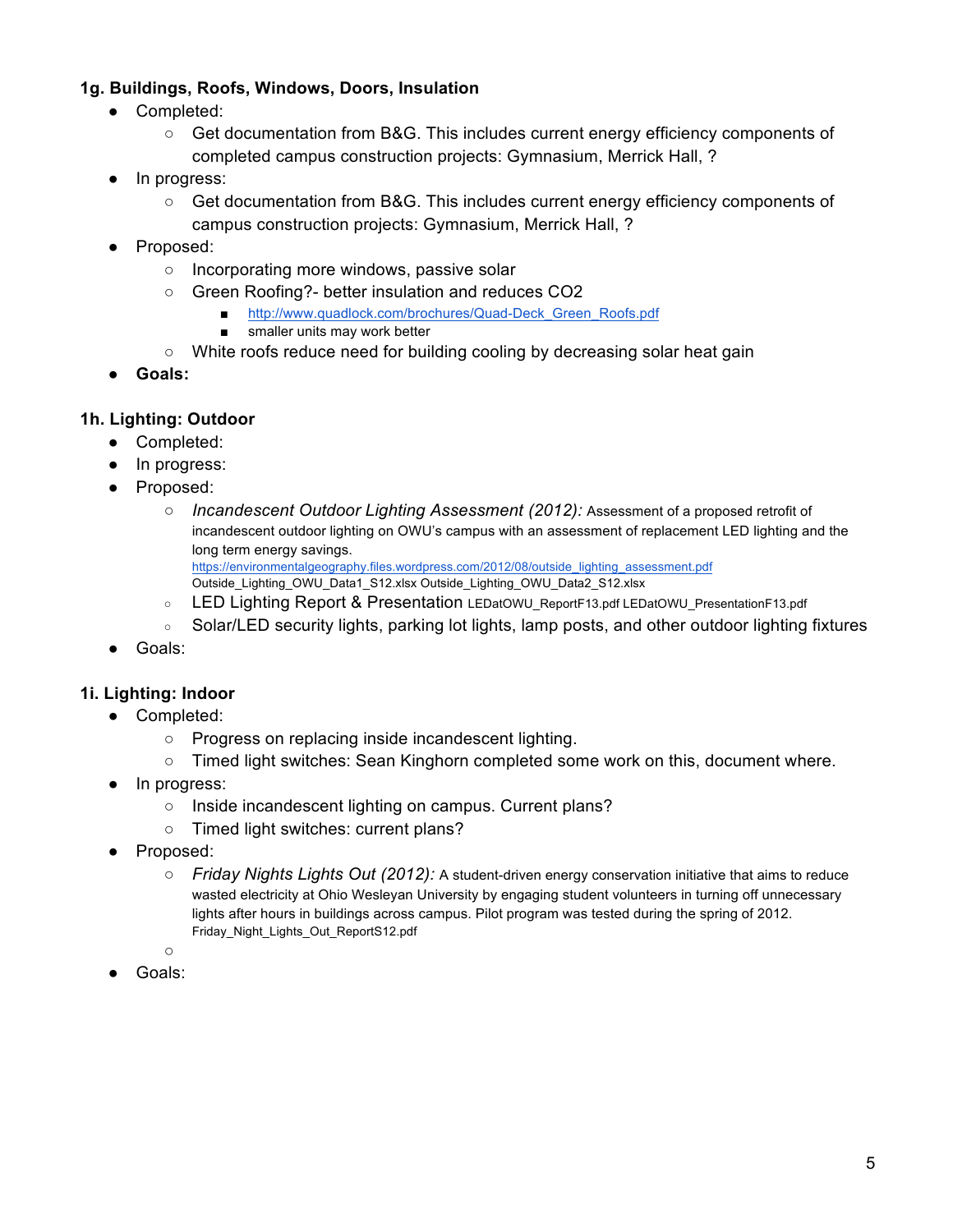### 1g. Buildings, Roofs, Windows, Doors, Insulation

- Completed:
  - Get documentation from B&G. This includes current energy efficiency components of completed campus construction projects: Gymnasium, Merrick Hall, ?
- In progress:
  - Get documentation from B&G. This includes current energy efficiency components of campus construction projects: Gymnasium, Merrick Hall, ?
- Proposed:
  - Incorporating more windows, passive solar
  - Green Roofing?- better insulation and reduces $CO_2$
    - http://www.quadlock.com/brochures/Quad-Deck_Green_Roofs.pdf
    - smaller units may work better
  - White roofs reduce need for building cooling by decreasing solar heat gain
- **Goals:**

### 1h. Lighting: Outdoor

- Completed:
- In progress:
- Proposed:
  - *Incandescent Outdoor Lighting Assessment (2012):* Assessment of a proposed retrofit of incandescent outdoor lighting on OWU's campus with an assessment of replacement LED lighting and the long term energy savings. https://environmentalgeography.files.wordpress.com/2012/08/outside_lighting_assessment.pdf Outside_Lighting_OWU_Data1_S12.xlsx Outside_Lighting_OWU_Data2_S12.xlsx
  - LED Lighting Report & Presentation LEDatOWU_ReportF13.pdf LEDatOWU_PresentationF13.pdf
  - Solar/LED security lights, parking lot lights, lamp posts, and other outdoor lighting fixtures
- Goals:

### 1i. Lighting: Indoor

- Completed:
  - Progress on replacing inside incandescent lighting.
  - Timed light switches: Sean Kinghorn completed some work on this, document where.
- In progress:
  - Inside incandescent lighting on campus. Current plans?
  - Timed light switches: current plans?
- Proposed:
  - *Friday Nights Lights Out (2012):* A student-driven energy conservation initiative that aims to reduce wasted electricity at Ohio Wesleyan University by engaging student volunteers in turning off unnecessary lights after hours in buildings across campus. Pilot program was tested during the spring of 2012. Friday_Night_Lights_Out_ReportS12.pdf
  - 
- Goals: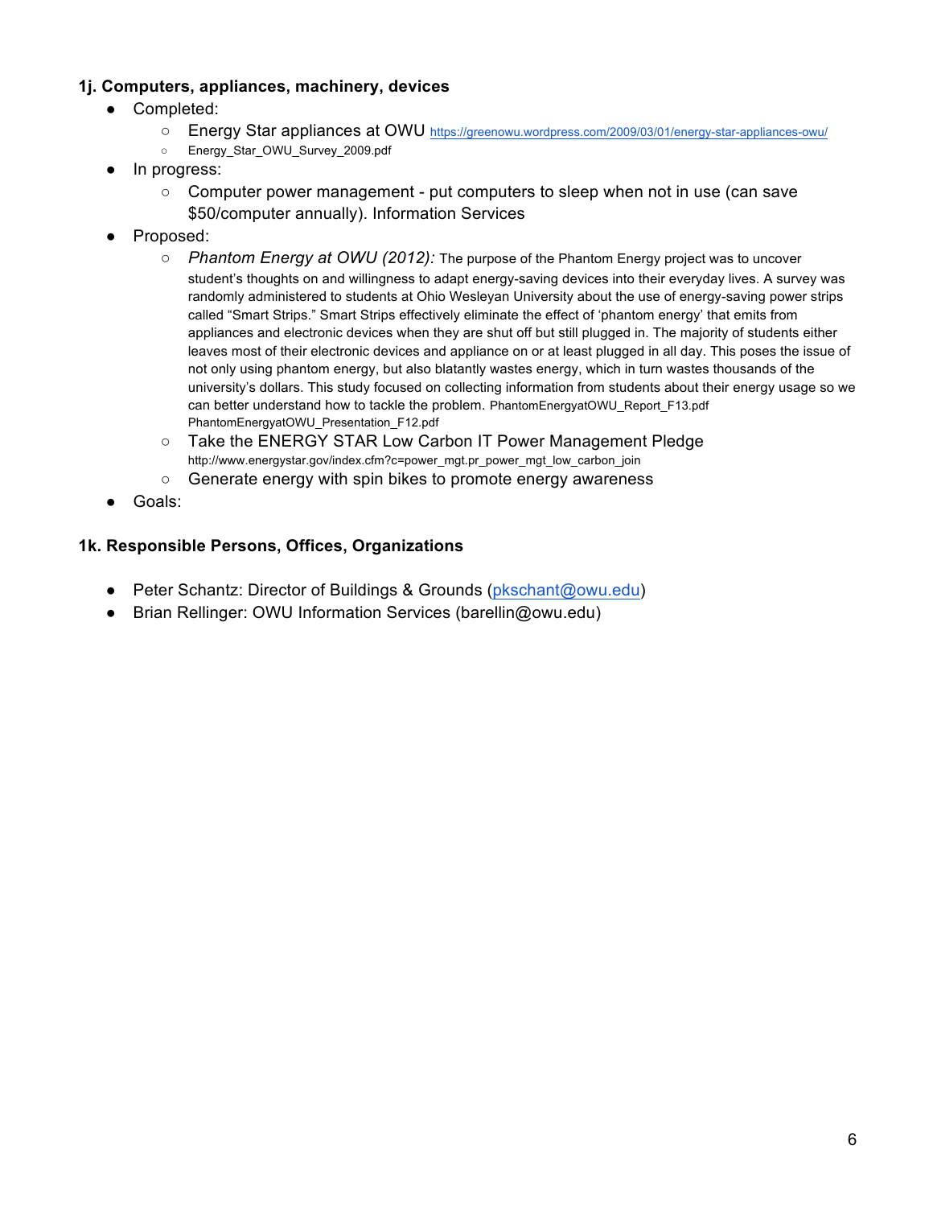### 1j. Computers, appliances, machinery, devices

- Completed:
  - Energy Star appliances at OWU https://greenowu.wordpress.com/2009/03/01/energy-star-appliances-owu/
  - Energy_Star_OWU_Survey_2009.pdf
- In progress:
  - Computer power management - put computers to sleep when not in use (can save $50/computer annually). Information Services
- Proposed:
  - *Phantom Energy at OWU (2012):* The purpose of the Phantom Energy project was to uncover student's thoughts on and willingness to adapt energy-saving devices into their everyday lives. A survey was randomly administered to students at Ohio Wesleyan University about the use of energy-saving power strips called "Smart Strips." Smart Strips effectively eliminate the effect of 'phantom energy' that emits from appliances and electronic devices when they are shut off but still plugged in. The majority of students either leaves most of their electronic devices and appliance on or at least plugged in all day. This poses the issue of not only using phantom energy, but also blatantly wastes energy, which in turn wastes thousands of the university's dollars. This study focused on collecting information from students about their energy usage so we can better understand how to tackle the problem. PhantomEnergyatOWU_Report_F13.pdf PhantomEnergyatOWU_Presentation_F12.pdf
  - Take the ENERGY STAR Low Carbon IT Power Management Pledge http://www.energystar.gov/index.cfm?c=power_mgt.pr_power_mgt_low_carbon_join
  - Generate energy with spin bikes to promote energy awareness
- Goals:

### 1k. Responsible Persons, Offices, Organizations

- Peter Schantz: Director of Buildings & Grounds (pkschant@owu.edu)
- Brian Rellinger: OWU Information Services (barellin@owu.edu)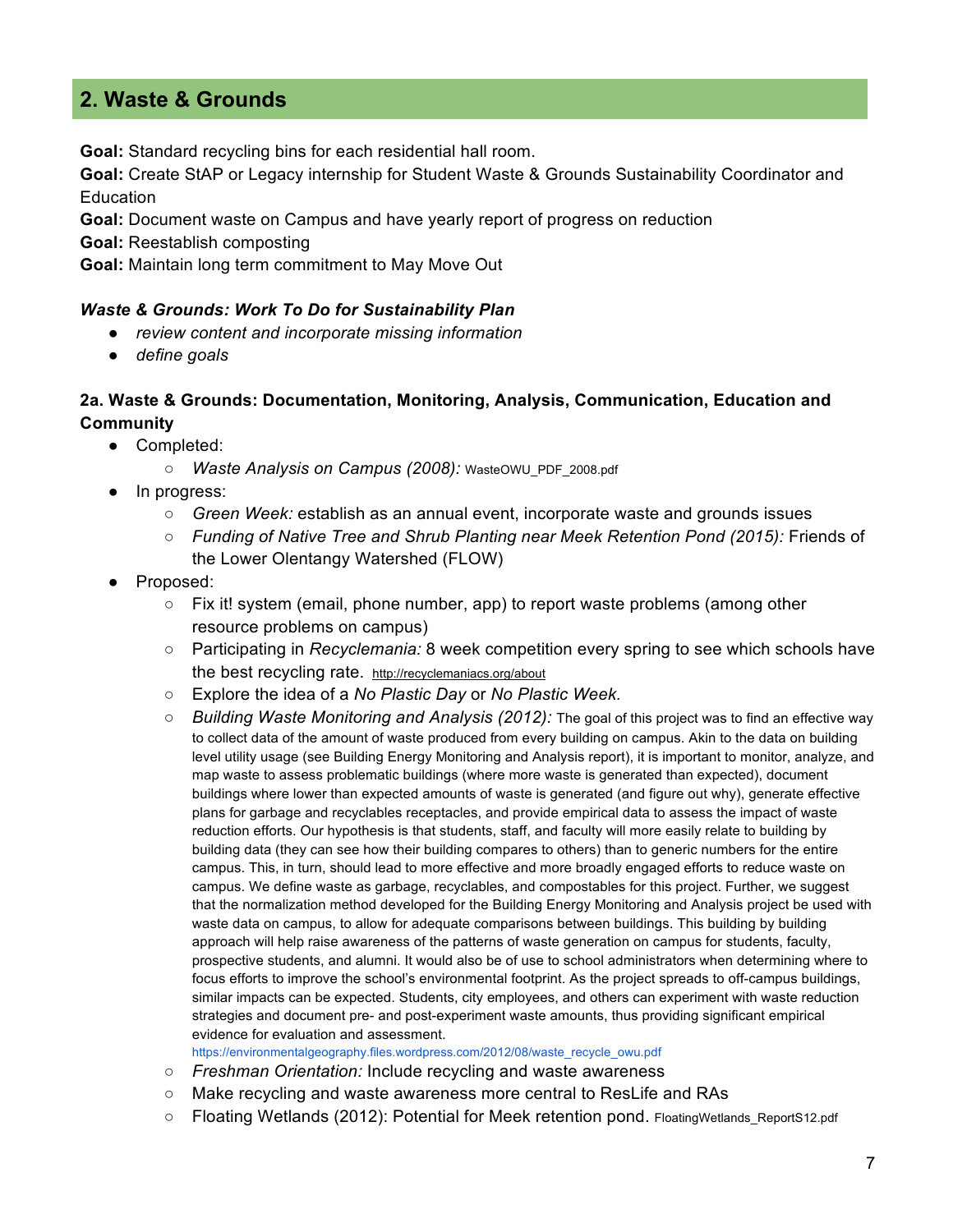## 2. Waste & Grounds

**Goal:** Standard recycling bins for each residential hall room.
**Goal:** Create StAP or Legacy internship for Student Waste & Grounds Sustainability Coordinator and Education
**Goal:** Document waste on Campus and have yearly report of progress on reduction
**Goal:** Reestablish composting
**Goal:** Maintain long term commitment to May Move Out

***Waste & Grounds: Work To Do for Sustainability Plan***

- *review content and incorporate missing information*
- *define goals*

### 2a. Waste & Grounds: Documentation, Monitoring, Analysis, Communication, Education and Community

- Completed:
  - *Waste Analysis on Campus (2008):* WasteOWU_PDF_2008.pdf
- In progress:
  - *Green Week:* establish as an annual event, incorporate waste and grounds issues
  - *Funding of Native Tree and Shrub Planting near Meek Retention Pond (2015):* Friends of the Lower Olentangy Watershed (FLOW)
- Proposed:
  - Fix it! system (email, phone number, app) to report waste problems (among other resource problems on campus)
  - Participating in *Recyclemania:* 8 week competition every spring to see which schools have the best recycling rate. http://recyclemaniacs.org/about
  - Explore the idea of a *No Plastic Day* or *No Plastic Week.*
  - *Building Waste Monitoring and Analysis (2012):* The goal of this project was to find an effective way to collect data of the amount of waste produced from every building on campus. Akin to the data on building level utility usage (see Building Energy Monitoring and Analysis report), it is important to monitor, analyze, and map waste to assess problematic buildings (where more waste is generated than expected), document buildings where lower than expected amounts of waste is generated (and figure out why), generate effective plans for garbage and recyclables receptacles, and provide empirical data to assess the impact of waste reduction efforts. Our hypothesis is that students, staff, and faculty will more easily relate to building by building data (they can see how their building compares to others) than to generic numbers for the entire campus. This, in turn, should lead to more effective and more broadly engaged efforts to reduce waste on campus. We define waste as garbage, recyclables, and compostables for this project. Further, we suggest that the normalization method developed for the Building Energy Monitoring and Analysis project be used with waste data on campus, to allow for adequate comparisons between buildings. This building by building approach will help raise awareness of the patterns of waste generation on campus for students, faculty, prospective students, and alumni. It would also be of use to school administrators when determining where to focus efforts to improve the school's environmental footprint. As the project spreads to off-campus buildings, similar impacts can be expected. Students, city employees, and others can experiment with waste reduction strategies and document pre- and post-experiment waste amounts, thus providing significant empirical evidence for evaluation and assessment.
    https://environmentalgeography.files.wordpress.com/2012/08/waste_recycle_owu.pdf
  - *Freshman Orientation:* Include recycling and waste awareness
  - Make recycling and waste awareness more central to ResLife and RAs
  - Floating Wetlands (2012): Potential for Meek retention pond. FloatingWetlands_ReportS12.pdf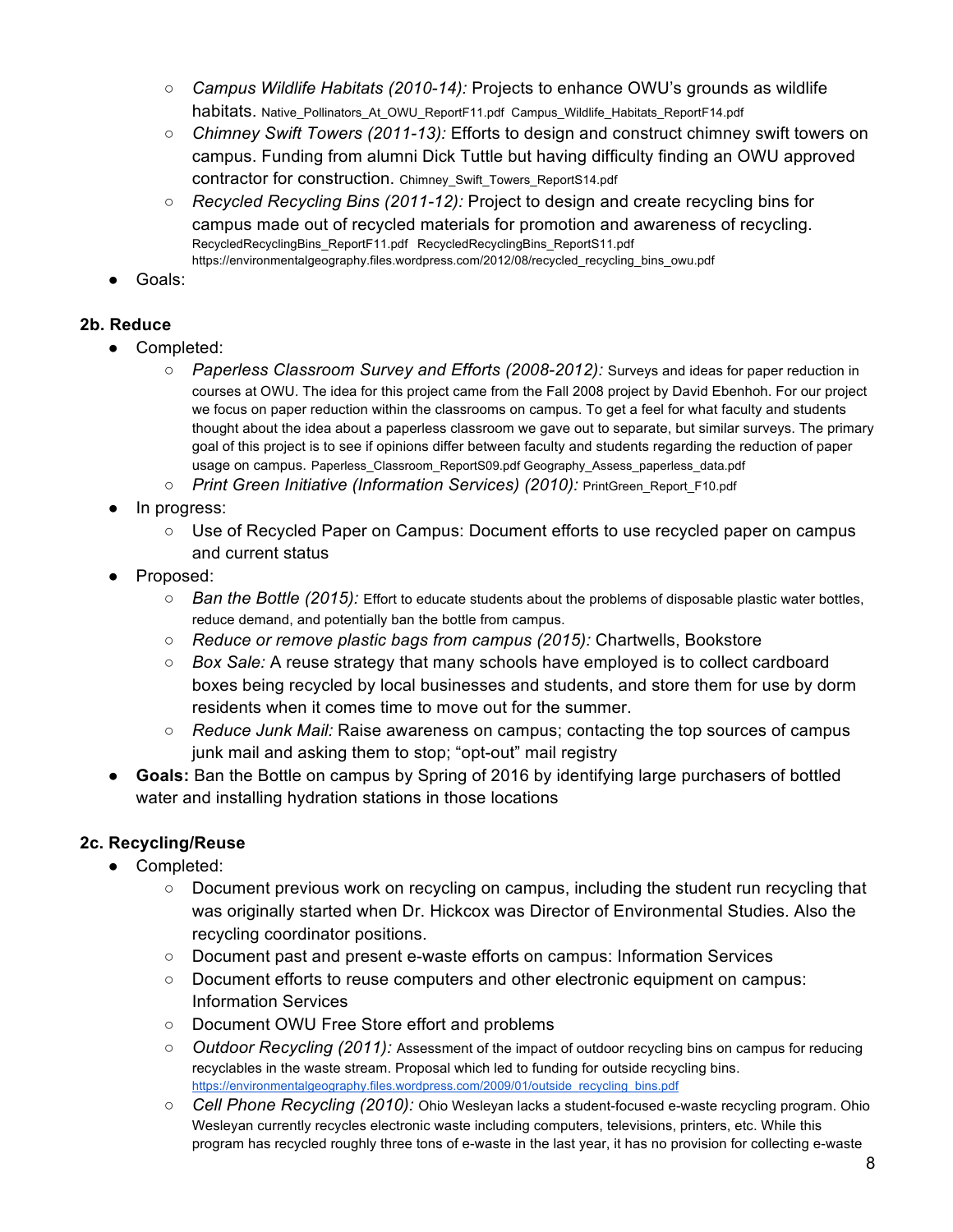- *Campus Wildlife Habitats (2010-14):* Projects to enhance OWU's grounds as wildlife habitats. Native_Pollinators_At_OWU_ReportF11.pdf Campus_Wildlife_Habitats_ReportF14.pdf
    - *Chimney Swift Towers (2011-13):* Efforts to design and construct chimney swift towers on campus. Funding from alumni Dick Tuttle but having difficulty finding an OWU approved contractor for construction. Chimney_Swift_Towers_ReportS14.pdf
    - *Recycled Recycling Bins (2011-12):* Project to design and create recycling bins for campus made out of recycled materials for promotion and awareness of recycling. RecycledRecyclingBins_ReportF11.pdf RecycledRecyclingBins_ReportS11.pdf https://environmentalgeography.files.wordpress.com/2012/08/recycled_recycling_bins_owu.pdf
- Goals:

### 2b. Reduce

- Completed:
    - *Paperless Classroom Survey and Efforts (2008-2012):* Surveys and ideas for paper reduction in courses at OWU. The idea for this project came from the Fall 2008 project by David Ebenhoh. For our project we focus on paper reduction within the classrooms on campus. To get a feel for what faculty and students thought about the idea about a paperless classroom we gave out to separate, but similar surveys. The primary goal of this project is to see if opinions differ between faculty and students regarding the reduction of paper usage on campus. Paperless_Classroom_ReportS09.pdf Geography_Assess_paperless_data.pdf
    - *Print Green Initiative (Information Services) (2010):* PrintGreen_Report_F10.pdf
- In progress:
    - Use of Recycled Paper on Campus: Document efforts to use recycled paper on campus and current status
- Proposed:
    - *Ban the Bottle (2015):* Effort to educate students about the problems of disposable plastic water bottles, reduce demand, and potentially ban the bottle from campus.
    - *Reduce or remove plastic bags from campus (2015):* Chartwells, Bookstore
    - *Box Sale:* A reuse strategy that many schools have employed is to collect cardboard boxes being recycled by local businesses and students, and store them for use by dorm residents when it comes time to move out for the summer.
    - *Reduce Junk Mail:* Raise awareness on campus; contacting the top sources of campus junk mail and asking them to stop; "opt-out" mail registry
- **Goals:** Ban the Bottle on campus by Spring of 2016 by identifying large purchasers of bottled water and installing hydration stations in those locations

### 2c. Recycling/Reuse

- Completed:
    - Document previous work on recycling on campus, including the student run recycling that was originally started when Dr. Hickcox was Director of Environmental Studies. Also the recycling coordinator positions.
    - Document past and present e-waste efforts on campus: Information Services
    - Document efforts to reuse computers and other electronic equipment on campus: Information Services
    - Document OWU Free Store effort and problems
    - *Outdoor Recycling (2011):* Assessment of the impact of outdoor recycling bins on campus for reducing recyclables in the waste stream. Proposal which led to funding for outside recycling bins. https://environmentalgeography.files.wordpress.com/2009/01/outside_recycling_bins.pdf
    - *Cell Phone Recycling (2010):* Ohio Wesleyan lacks a student-focused e-waste recycling program. Ohio Wesleyan currently recycles electronic waste including computers, televisions, printers, etc. While this program has recycled roughly three tons of e-waste in the last year, it has no provision for collecting e-waste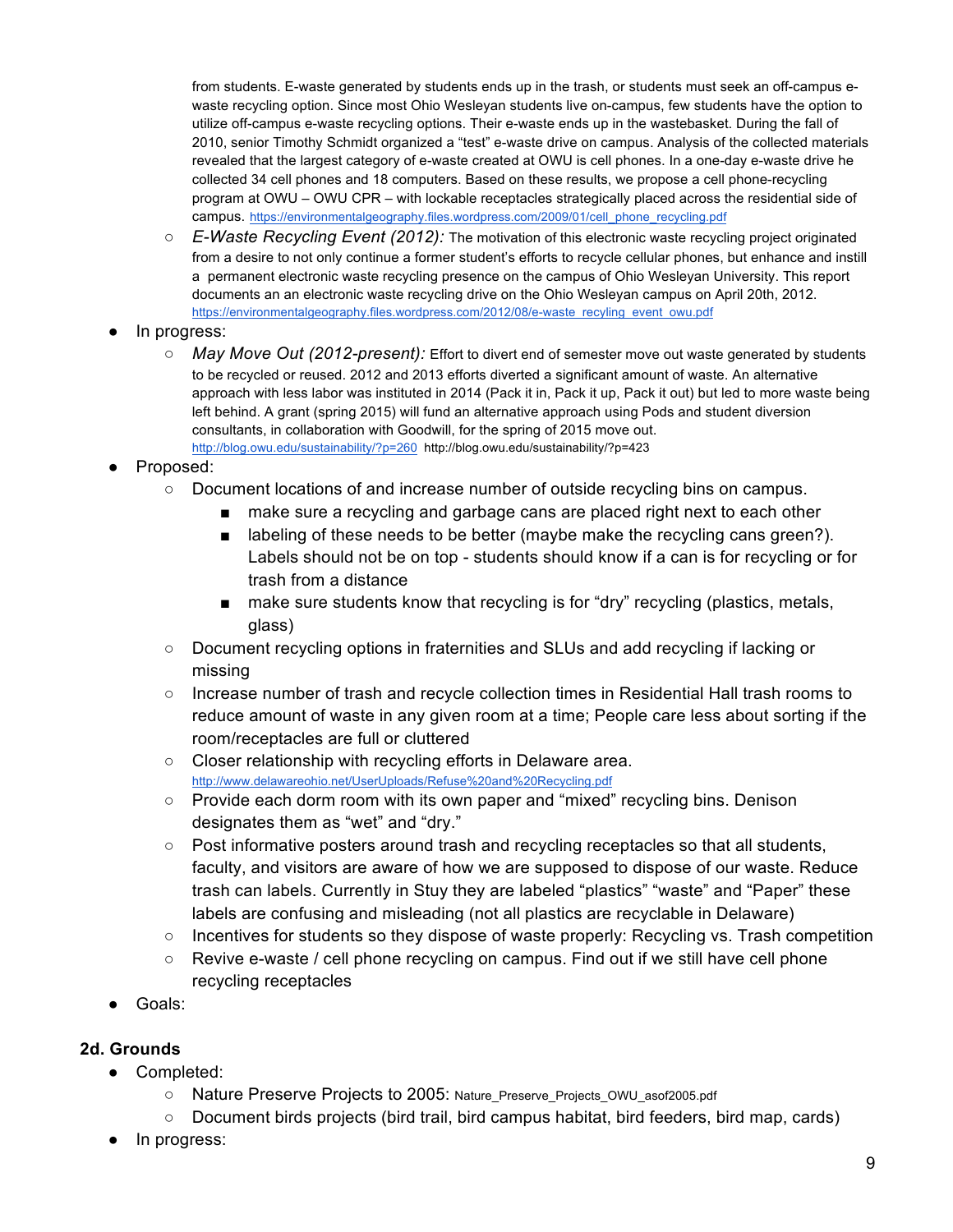from students. E-waste generated by students ends up in the trash, or students must seek an off-campus e-waste recycling option. Since most Ohio Wesleyan students live on-campus, few students have the option to utilize off-campus e-waste recycling options. Their e-waste ends up in the wastebasket. During the fall of 2010, senior Timothy Schmidt organized a "test" e-waste drive on campus. Analysis of the collected materials revealed that the largest category of e-waste created at OWU is cell phones. In a one-day e-waste drive he collected 34 cell phones and 18 computers. Based on these results, we propose a cell phone-recycling program at OWU – OWU CPR – with lockable receptacles strategically placed across the residential side of campus. https://environmentalgeography.files.wordpress.com/2009/01/cell_phone_recycling.pdf

  - *E-Waste Recycling Event (2012):* The motivation of this electronic waste recycling project originated from a desire to not only continue a former student's efforts to recycle cellular phones, but enhance and instill a permanent electronic waste recycling presence on the campus of Ohio Wesleyan University. This report documents an an electronic waste recycling drive on the Ohio Wesleyan campus on April 20th, 2012. https://environmentalgeography.files.wordpress.com/2012/08/e-waste_recyling_event_owu.pdf

- In progress:
  - *May Move Out (2012-present):* Effort to divert end of semester move out waste generated by students to be recycled or reused. 2012 and 2013 efforts diverted a significant amount of waste. An alternative approach with less labor was instituted in 2014 (Pack it in, Pack it up, Pack it out) but led to more waste being left behind. A grant (spring 2015) will fund an alternative approach using Pods and student diversion consultants, in collaboration with Goodwill, for the spring of 2015 move out. http://blog.owu.edu/sustainability/?p=260 http://blog.owu.edu/sustainability/?p=423
- Proposed:
  - Document locations of and increase number of outside recycling bins on campus.
    - make sure a recycling and garbage cans are placed right next to each other
    - labeling of these needs to be better (maybe make the recycling cans green?). Labels should not be on top - students should know if a can is for recycling or for trash from a distance
    - make sure students know that recycling is for "dry" recycling (plastics, metals, glass)
  - Document recycling options in fraternities and SLUs and add recycling if lacking or missing
  - Increase number of trash and recycle collection times in Residential Hall trash rooms to reduce amount of waste in any given room at a time; People care less about sorting if the room/receptacles are full or cluttered
  - Closer relationship with recycling efforts in Delaware area. http://www.delawareohio.net/UserUploads/Refuse%20and%20Recycling.pdf
  - Provide each dorm room with its own paper and "mixed" recycling bins. Denison designates them as "wet" and "dry."
  - Post informative posters around trash and recycling receptacles so that all students, faculty, and visitors are aware of how we are supposed to dispose of our waste. Reduce trash can labels. Currently in Stuy they are labeled "plastics" "waste" and "Paper" these labels are confusing and misleading (not all plastics are recyclable in Delaware)
  - Incentives for students so they dispose of waste properly: Recycling vs. Trash competition
  - Revive e-waste / cell phone recycling on campus. Find out if we still have cell phone recycling receptacles
- Goals:

### 2d. Grounds

- Completed:
  - Nature Preserve Projects to 2005: Nature_Preserve_Projects_OWU_asof2005.pdf
  - Document birds projects (bird trail, bird campus habitat, bird feeders, bird map, cards)
- In progress: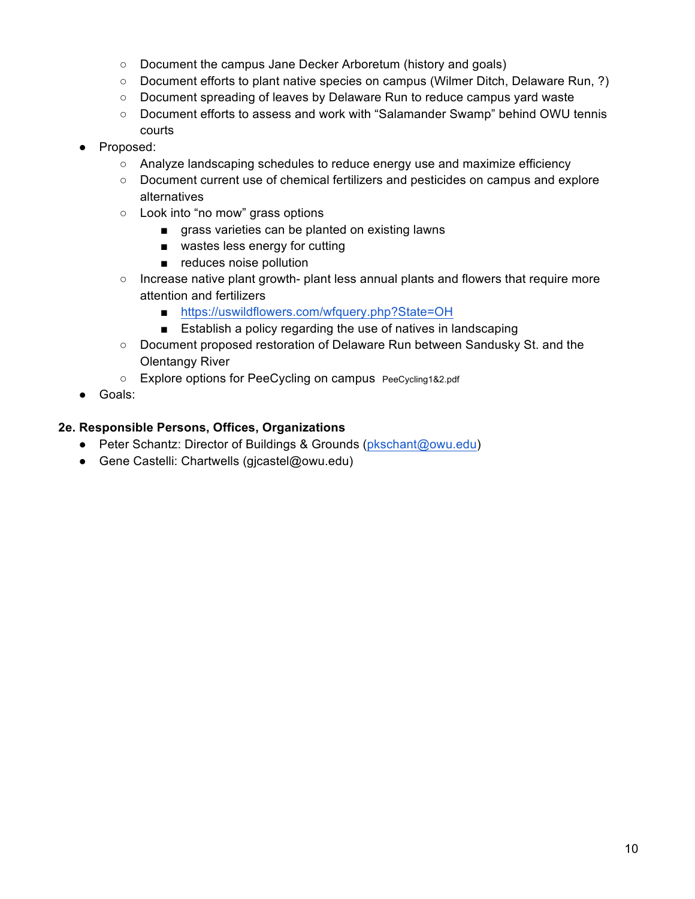- Document the campus Jane Decker Arboretum (history and goals)
    - Document efforts to plant native species on campus (Wilmer Ditch, Delaware Run, ?)
    - Document spreading of leaves by Delaware Run to reduce campus yard waste
    - Document efforts to assess and work with "Salamander Swamp" behind OWU tennis courts
- Proposed:
    - Analyze landscaping schedules to reduce energy use and maximize efficiency
    - Document current use of chemical fertilizers and pesticides on campus and explore alternatives
    - Look into "no mow" grass options
        - grass varieties can be planted on existing lawns
        - wastes less energy for cutting
        - reduces noise pollution
    - Increase native plant growth- plant less annual plants and flowers that require more attention and fertilizers
        - [https://uswildflowers.com/wfquery.php?State=OH](https://uswildflowers.com/wfquery.php?State=OH)
        - Establish a policy regarding the use of natives in landscaping
    - Document proposed restoration of Delaware Run between Sandusky St. and the Olentangy River
    - Explore options for PeeCycling on campus PeeCycling1&2.pdf
- Goals:

**2e. Responsible Persons, Offices, Organizations**

- Peter Schantz: Director of Buildings & Grounds (pkschant@owu.edu)
- Gene Castelli: Chartwells (gjcastel@owu.edu)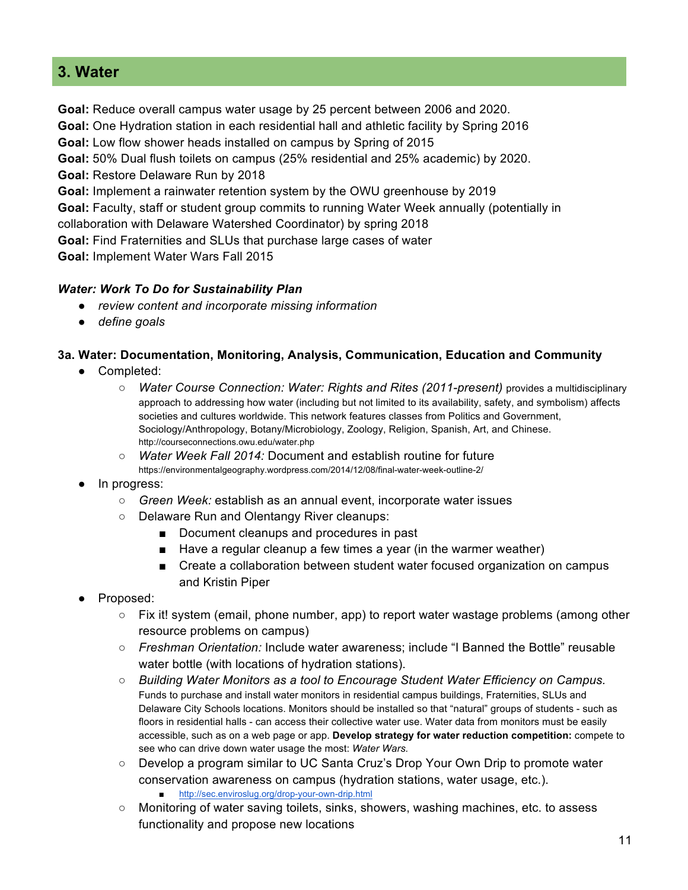## 3. Water

**Goal:** Reduce overall campus water usage by 25 percent between 2006 and 2020.
**Goal:** One Hydration station in each residential hall and athletic facility by Spring 2016
**Goal:** Low flow shower heads installed on campus by Spring of 2015
**Goal:** 50% Dual flush toilets on campus (25% residential and 25% academic) by 2020.
**Goal:** Restore Delaware Run by 2018
**Goal:** Implement a rainwater retention system by the OWU greenhouse by 2019
**Goal:** Faculty, staff or student group commits to running Water Week annually (potentially in collaboration with Delaware Watershed Coordinator) by spring 2018
**Goal:** Find Fraternities and SLUs that purchase large cases of water
**Goal:** Implement Water Wars Fall 2015

***Water: Work To Do for Sustainability Plan***

- *review content and incorporate missing information*
- *define goals*

### 3a. Water: Documentation, Monitoring, Analysis, Communication, Education and Community

- Completed:
  - *Water Course Connection: Water: Rights and Rites (2011-present)* provides a multidisciplinary approach to addressing how water (including but not limited to its availability, safety, and symbolism) affects societies and cultures worldwide. This network features classes from Politics and Government, Sociology/Anthropology, Botany/Microbiology, Zoology, Religion, Spanish, Art, and Chinese. http://courseconnections.owu.edu/water.php
  - *Water Week Fall 2014:* Document and establish routine for future https://environmentalgeography.wordpress.com/2014/12/08/final-water-week-outline-2/
- In progress:
  - *Green Week:* establish as an annual event, incorporate water issues
  - Delaware Run and Olentangy River cleanups:
    - Document cleanups and procedures in past
    - Have a regular cleanup a few times a year (in the warmer weather)
    - Create a collaboration between student water focused organization on campus and Kristin Piper
- Proposed:
  - Fix it! system (email, phone number, app) to report water wastage problems (among other resource problems on campus)
  - *Freshman Orientation:* Include water awareness; include "I Banned the Bottle" reusable water bottle (with locations of hydration stations).
  - *Building Water Monitors as a tool to Encourage Student Water Efficiency on Campus.* Funds to purchase and install water monitors in residential campus buildings, Fraternities, SLUs and Delaware City Schools locations. Monitors should be installed so that "natural" groups of students - such as floors in residential halls - can access their collective water use. Water data from monitors must be easily accessible, such as on a web page or app. **Develop strategy for water reduction competition:** compete to see who can drive down water usage the most: *Water Wars.*
  - Develop a program similar to UC Santa Cruz's Drop Your Own Drip to promote water conservation awareness on campus (hydration stations, water usage, etc.).
    - http://sec.enviroslug.org/drop-your-own-drip.html
  - Monitoring of water saving toilets, sinks, showers, washing machines, etc. to assess functionality and propose new locations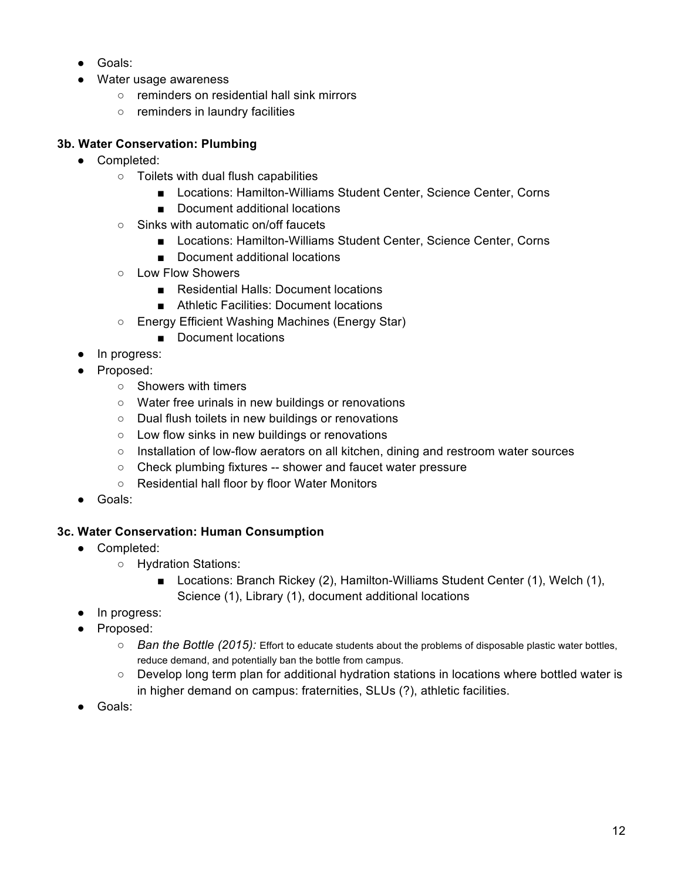- Goals:
- Water usage awareness
  - reminders on residential hall sink mirrors
  - reminders in laundry facilities

**3b. Water Conservation: Plumbing**

- Completed:
  - Toilets with dual flush capabilities
    - Locations: Hamilton-Williams Student Center, Science Center, Corns
    - Document additional locations
  - Sinks with automatic on/off faucets
    - Locations: Hamilton-Williams Student Center, Science Center, Corns
    - Document additional locations
  - Low Flow Showers
    - Residential Halls: Document locations
    - Athletic Facilities: Document locations
  - Energy Efficient Washing Machines (Energy Star)
    - Document locations
- In progress:
- Proposed:
  - Showers with timers
  - Water free urinals in new buildings or renovations
  - Dual flush toilets in new buildings or renovations
  - Low flow sinks in new buildings or renovations
  - Installation of low-flow aerators on all kitchen, dining and restroom water sources
  - Check plumbing fixtures -- shower and faucet water pressure
  - Residential hall floor by floor Water Monitors
- Goals:

**3c. Water Conservation: Human Consumption**

- Completed:
  - Hydration Stations:
    - Locations: Branch Rickey (2), Hamilton-Williams Student Center (1), Welch (1), Science (1), Library (1), document additional locations
- In progress:
- Proposed:
  - *Ban the Bottle (2015):* Effort to educate students about the problems of disposable plastic water bottles, reduce demand, and potentially ban the bottle from campus.
  - Develop long term plan for additional hydration stations in locations where bottled water is in higher demand on campus: fraternities, SLUs (?), athletic facilities.
- Goals: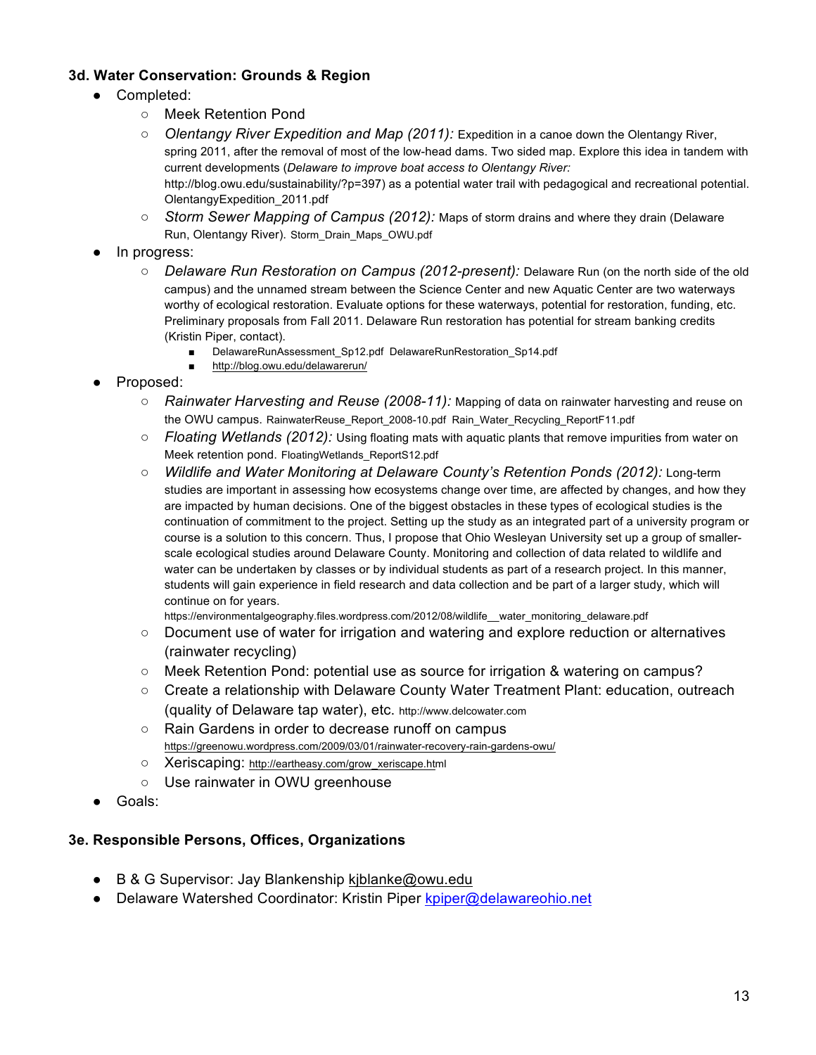### 3d. Water Conservation: Grounds & Region

- Completed:
  - Meek Retention Pond
  - *Olentangy River Expedition and Map (2011):* Expedition in a canoe down the Olentangy River, spring 2011, after the removal of most of the low-head dams. Two sided map. Explore this idea in tandem with current developments (*Delaware to improve boat access to Olentangy River:* http://blog.owu.edu/sustainability/?p=397) as a potential water trail with pedagogical and recreational potential. OlentangyExpedition_2011.pdf
  - *Storm Sewer Mapping of Campus (2012):* Maps of storm drains and where they drain (Delaware Run, Olentangy River). Storm_Drain_Maps_OWU.pdf
- In progress:
  - *Delaware Run Restoration on Campus (2012-present):* Delaware Run (on the north side of the old campus) and the unnamed stream between the Science Center and new Aquatic Center are two waterways worthy of ecological restoration. Evaluate options for these waterways, potential for restoration, funding, etc. Preliminary proposals from Fall 2011. Delaware Run restoration has potential for stream banking credits (Kristin Piper, contact).
    - DelawareRunAssessment_Sp12.pdf DelawareRunRestoration_Sp14.pdf
    - http://blog.owu.edu/delawarerun/
- Proposed:
  - *Rainwater Harvesting and Reuse (2008-11):* Mapping of data on rainwater harvesting and reuse on the OWU campus. RainwaterReuse_Report_2008-10.pdf Rain_Water_Recycling_ReportF11.pdf
  - *Floating Wetlands (2012):* Using floating mats with aquatic plants that remove impurities from water on Meek retention pond. FloatingWetlands_ReportS12.pdf
  - *Wildlife and Water Monitoring at Delaware County's Retention Ponds (2012):* Long-term studies are important in assessing how ecosystems change over time, are affected by changes, and how they are impacted by human decisions. One of the biggest obstacles in these types of ecological studies is the continuation of commitment to the project. Setting up the study as an integrated part of a university program or course is a solution to this concern. Thus, I propose that Ohio Wesleyan University set up a group of smaller-scale ecological studies around Delaware County. Monitoring and collection of data related to wildlife and water can be undertaken by classes or by individual students as part of a research project. In this manner, students will gain experience in field research and data collection and be part of a larger study, which will continue on for years. https://environmentalgeography.files.wordpress.com/2012/08/wildlife__water_monitoring_delaware.pdf
  - Document use of water for irrigation and watering and explore reduction or alternatives (rainwater recycling)
  - Meek Retention Pond: potential use as source for irrigation & watering on campus?
  - Create a relationship with Delaware County Water Treatment Plant: education, outreach (quality of Delaware tap water), etc. http://www.delcowater.com
  - Rain Gardens in order to decrease runoff on campus https://greenowu.wordpress.com/2009/03/01/rainwater-recovery-rain-gardens-owu/
  - Xeriscaping: http://eartheasy.com/grow_xeriscape.html
  - Use rainwater in OWU greenhouse
- Goals:

### 3e. Responsible Persons, Offices, Organizations

- B & G Supervisor: Jay Blankenship kjblanke@owu.edu
- Delaware Watershed Coordinator: Kristin Piper kpiper@delawareohio.net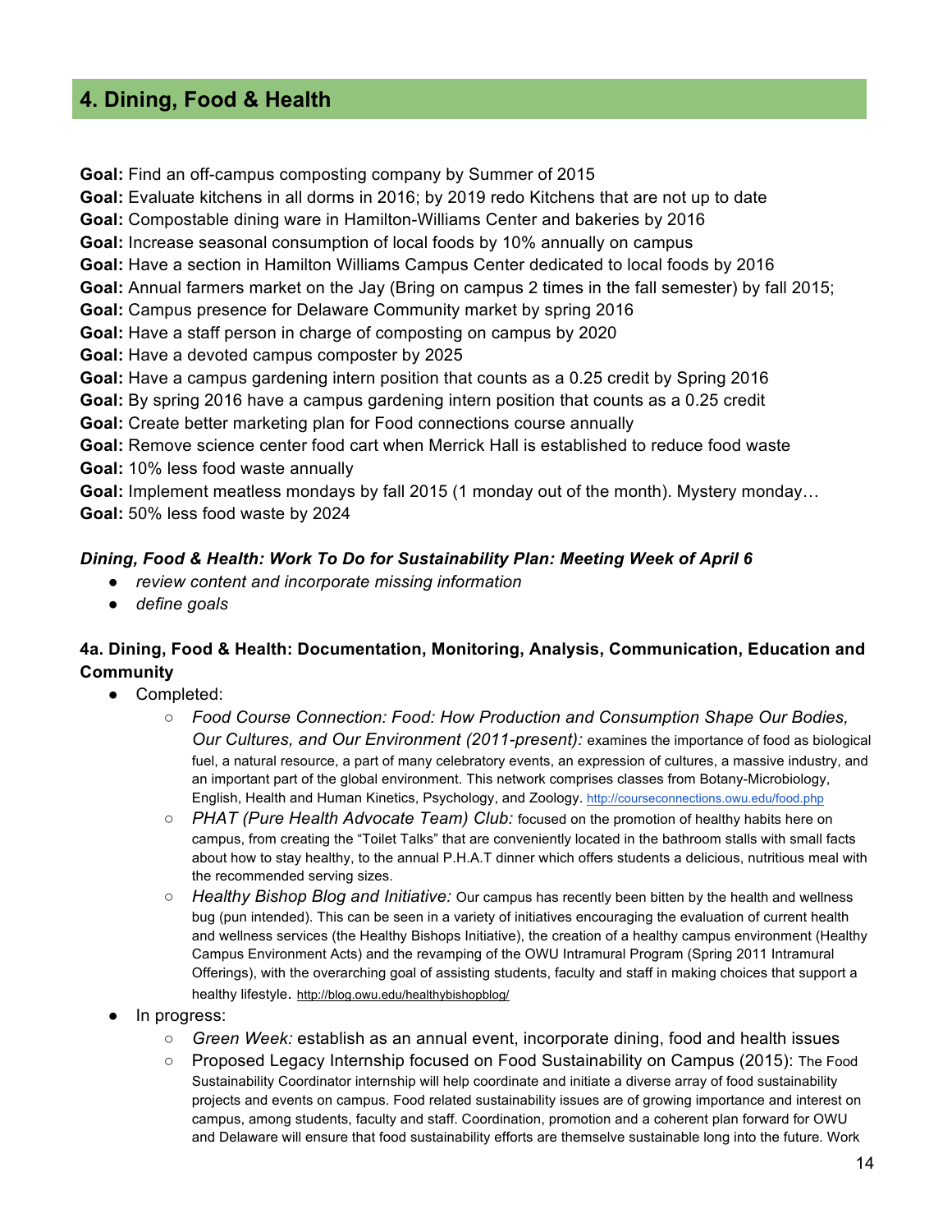## 4. Dining, Food & Health

**Goal:** Find an off-campus composting company by Summer of 2015
**Goal:** Evaluate kitchens in all dorms in 2016; by 2019 redo Kitchens that are not up to date
**Goal:** Compostable dining ware in Hamilton-Williams Center and bakeries by 2016
**Goal:** Increase seasonal consumption of local foods by 10% annually on campus
**Goal:** Have a section in Hamilton Williams Campus Center dedicated to local foods by 2016
**Goal:** Annual farmers market on the Jay (Bring on campus 2 times in the fall semester) by fall 2015;
**Goal:** Campus presence for Delaware Community market by spring 2016
**Goal:** Have a staff person in charge of composting on campus by 2020
**Goal:** Have a devoted campus composter by 2025
**Goal:** Have a campus gardening intern position that counts as a 0.25 credit by Spring 2016
**Goal:** By spring 2016 have a campus gardening intern position that counts as a 0.25 credit
**Goal:** Create better marketing plan for Food connections course annually
**Goal:** Remove science center food cart when Merrick Hall is established to reduce food waste
**Goal:** 10% less food waste annually
**Goal:** Implement meatless mondays by fall 2015 (1 monday out of the month). Mystery monday…
**Goal:** 50% less food waste by 2024

***Dining, Food & Health: Work To Do for Sustainability Plan: Meeting Week of April 6***

- *review content and incorporate missing information*
- *define goals*

### 4a. Dining, Food & Health: Documentation, Monitoring, Analysis, Communication, Education and Community

- Completed:
  - *Food Course Connection: Food: How Production and Consumption Shape Our Bodies, Our Cultures, and Our Environment (2011-present):* examines the importance of food as biological fuel, a natural resource, a part of many celebratory events, an expression of cultures, a massive industry, and an important part of the global environment. This network comprises classes from Botany-Microbiology, English, Health and Human Kinetics, Psychology, and Zoology. http://courseconnections.owu.edu/food.php
  - *PHAT (Pure Health Advocate Team) Club:* focused on the promotion of healthy habits here on campus, from creating the "Toilet Talks" that are conveniently located in the bathroom stalls with small facts about how to stay healthy, to the annual P.H.A.T dinner which offers students a delicious, nutritious meal with the recommended serving sizes.
  - *Healthy Bishop Blog and Initiative:* Our campus has recently been bitten by the health and wellness bug (pun intended). This can be seen in a variety of initiatives encouraging the evaluation of current health and wellness services (the Healthy Bishops Initiative), the creation of a healthy campus environment (Healthy Campus Environment Acts) and the revamping of the OWU Intramural Program (Spring 2011 Intramural Offerings), with the overarching goal of assisting students, faculty and staff in making choices that support a healthy lifestyle. http://blog.owu.edu/healthybishopblog/
- In progress:
  - *Green Week:* establish as an annual event, incorporate dining, food and health issues
  - Proposed Legacy Internship focused on Food Sustainability on Campus (2015): The Food Sustainability Coordinator internship will help coordinate and initiate a diverse array of food sustainability projects and events on campus. Food related sustainability issues are of growing importance and interest on campus, among students, faculty and staff. Coordination, promotion and a coherent plan forward for OWU and Delaware will ensure that food sustainability efforts are themselve sustainable long into the future. Work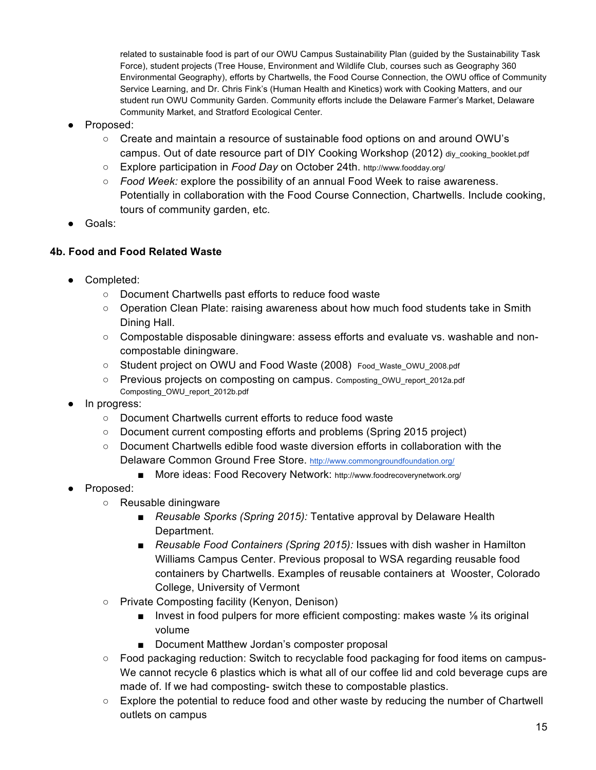related to sustainable food is part of our OWU Campus Sustainability Plan (guided by the Sustainability Task Force), student projects (Tree House, Environment and Wildlife Club, courses such as Geography 360 Environmental Geography), efforts by Chartwells, the Food Course Connection, the OWU office of Community Service Learning, and Dr. Chris Fink's (Human Health and Kinetics) work with Cooking Matters, and our student run OWU Community Garden. Community efforts include the Delaware Farmer's Market, Delaware Community Market, and Stratford Ecological Center.

- Proposed:
  - Create and maintain a resource of sustainable food options on and around OWU's campus. Out of date resource part of DIY Cooking Workshop (2012) diy_cooking_booklet.pdf
  - Explore participation in *Food Day* on October 24th. http://www.foodday.org/
  - *Food Week:* explore the possibility of an annual Food Week to raise awareness. Potentially in collaboration with the Food Course Connection, Chartwells. Include cooking, tours of community garden, etc.
- Goals:

### 4b. Food and Food Related Waste

- Completed:
  - Document Chartwells past efforts to reduce food waste
  - Operation Clean Plate: raising awareness about how much food students take in Smith Dining Hall.
  - Compostable disposable diningware: assess efforts and evaluate vs. washable and non-compostable diningware.
  - Student project on OWU and Food Waste (2008) Food_Waste_OWU_2008.pdf
  - Previous projects on composting on campus. Composting_OWU_report_2012a.pdf Composting_OWU_report_2012b.pdf
- In progress:
  - Document Chartwells current efforts to reduce food waste
  - Document current composting efforts and problems (Spring 2015 project)
  - Document Chartwells edible food waste diversion efforts in collaboration with the Delaware Common Ground Free Store. http://www.commongroundfoundation.org/
    - More ideas: Food Recovery Network: http://www.foodrecoverynetwork.org/
- Proposed:
  - Reusable diningware
    - *Reusable Sporks (Spring 2015):* Tentative approval by Delaware Health Department.
    - *Reusable Food Containers (Spring 2015):* Issues with dish washer in Hamilton Williams Campus Center. Previous proposal to WSA regarding reusable food containers by Chartwells. Examples of reusable containers at Wooster, Colorado College, University of Vermont
  - Private Composting facility (Kenyon, Denison)
    - Invest in food pulpers for more efficient composting: makes waste ⅛ its original volume
    - Document Matthew Jordan's composter proposal
  - Food packaging reduction: Switch to recyclable food packaging for food items on campus- We cannot recycle 6 plastics which is what all of our coffee lid and cold beverage cups are made of. If we had composting- switch these to compostable plastics.
  - Explore the potential to reduce food and other waste by reducing the number of Chartwell outlets on campus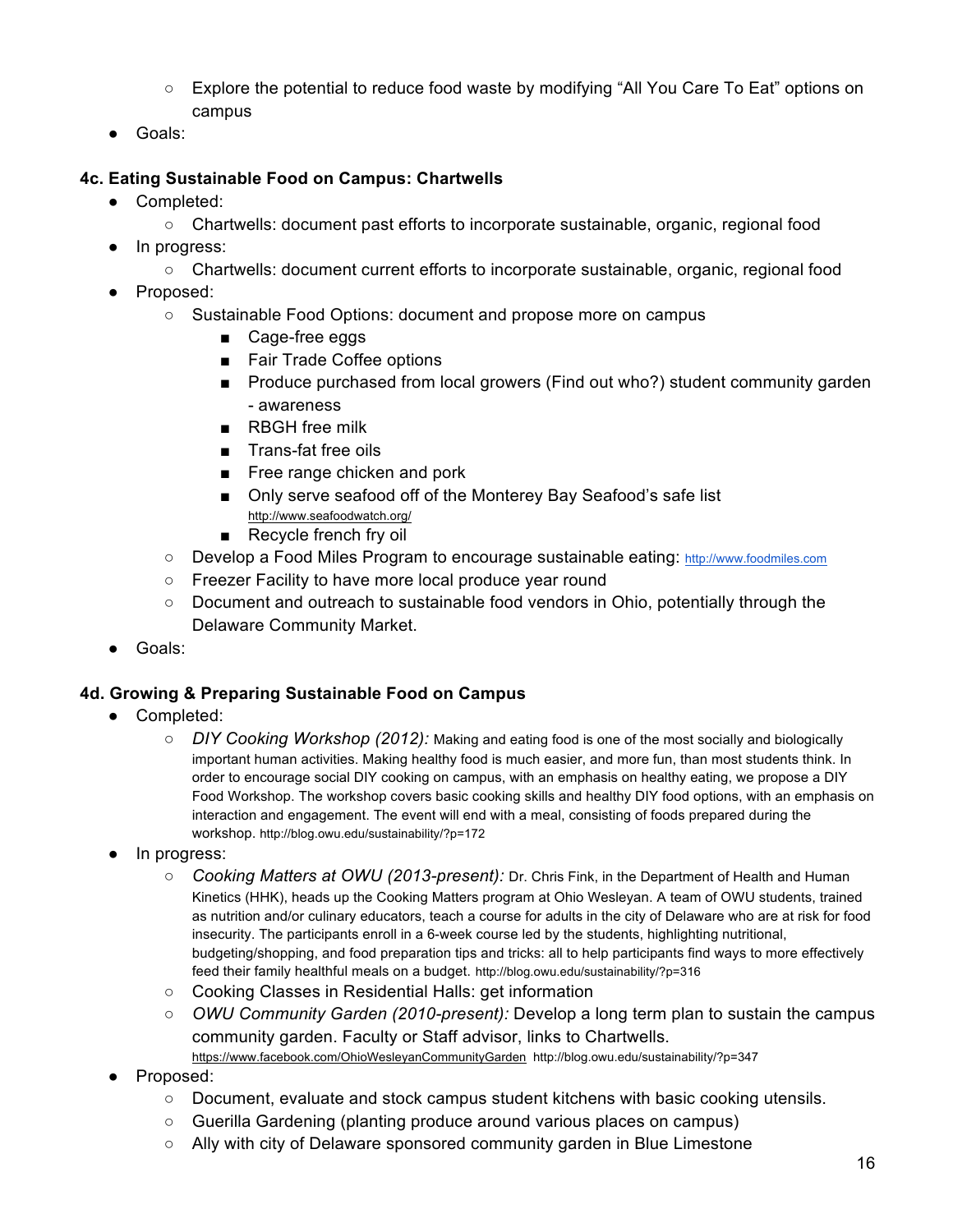- Explore the potential to reduce food waste by modifying "All You Care To Eat" options on campus
- Goals:

### 4c. Eating Sustainable Food on Campus: Chartwells

- Completed:
  - Chartwells: document past efforts to incorporate sustainable, organic, regional food
- In progress:
  - Chartwells: document current efforts to incorporate sustainable, organic, regional food
- Proposed:
  - Sustainable Food Options: document and propose more on campus
    - Cage-free eggs
    - Fair Trade Coffee options
    - Produce purchased from local growers (Find out who?) student community garden - awareness
    - RBGH free milk
    - Trans-fat free oils
    - Free range chicken and pork
    - Only serve seafood off of the Monterey Bay Seafood's safe list http://www.seafoodwatch.org/
    - Recycle french fry oil
  - Develop a Food Miles Program to encourage sustainable eating: http://www.foodmiles.com
  - Freezer Facility to have more local produce year round
  - Document and outreach to sustainable food vendors in Ohio, potentially through the Delaware Community Market.
- Goals:

### 4d. Growing & Preparing Sustainable Food on Campus

- Completed:
  - *DIY Cooking Workshop (2012):* Making and eating food is one of the most socially and biologically important human activities. Making healthy food is much easier, and more fun, than most students think. In order to encourage social DIY cooking on campus, with an emphasis on healthy eating, we propose a DIY Food Workshop. The workshop covers basic cooking skills and healthy DIY food options, with an emphasis on interaction and engagement. The event will end with a meal, consisting of foods prepared during the workshop. http://blog.owu.edu/sustainability/?p=172
- In progress:
  - *Cooking Matters at OWU (2013-present):* Dr. Chris Fink, in the Department of Health and Human Kinetics (HHK), heads up the Cooking Matters program at Ohio Wesleyan. A team of OWU students, trained as nutrition and/or culinary educators, teach a course for adults in the city of Delaware who are at risk for food insecurity. The participants enroll in a 6-week course led by the students, highlighting nutritional, budgeting/shopping, and food preparation tips and tricks: all to help participants find ways to more effectively feed their family healthful meals on a budget. http://blog.owu.edu/sustainability/?p=316
  - Cooking Classes in Residential Halls: get information
  - *OWU Community Garden (2010-present):* Develop a long term plan to sustain the campus community garden. Faculty or Staff advisor, links to Chartwells. https://www.facebook.com/OhioWesleyanCommunityGarden http://blog.owu.edu/sustainability/?p=347
- Proposed:
  - Document, evaluate and stock campus student kitchens with basic cooking utensils.
  - Guerilla Gardening (planting produce around various places on campus)
  - Ally with city of Delaware sponsored community garden in Blue Limestone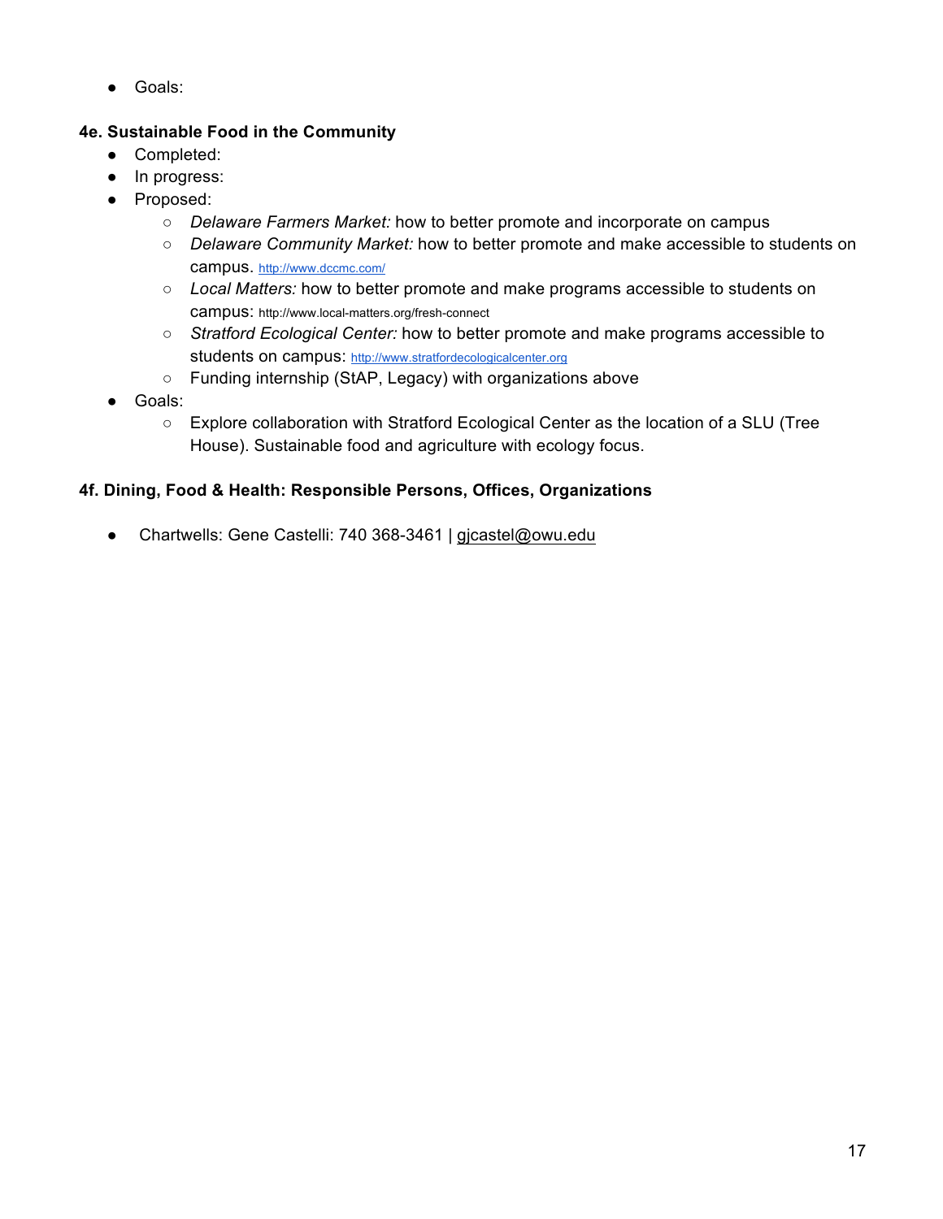- Goals:

**4e. Sustainable Food in the Community**

- Completed:
- In progress:
- Proposed:
  - *Delaware Farmers Market:* how to better promote and incorporate on campus
  - *Delaware Community Market:* how to better promote and make accessible to students on campus. http://www.dccmc.com/
  - *Local Matters:* how to better promote and make programs accessible to students on campus: http://www.local-matters.org/fresh-connect
  - *Stratford Ecological Center:* how to better promote and make programs accessible to students on campus: http://www.stratfordecologicalcenter.org
  - Funding internship (StAP, Legacy) with organizations above
- Goals:
  - Explore collaboration with Stratford Ecological Center as the location of a SLU (Tree House). Sustainable food and agriculture with ecology focus.

**4f. Dining, Food & Health: Responsible Persons, Offices, Organizations**

- Chartwells: Gene Castelli: 740 368-3461 | gjcastel@owu.edu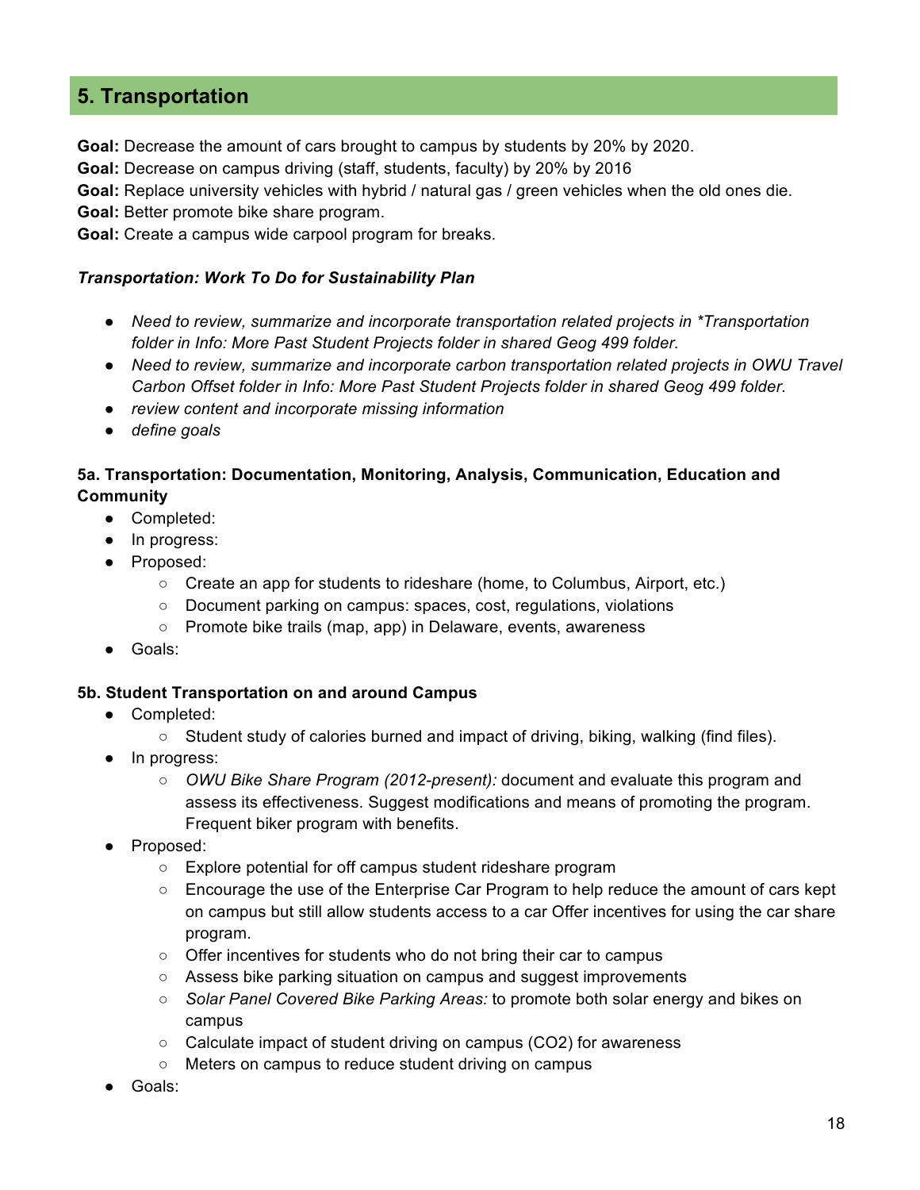## 5. Transportation

**Goal:** Decrease the amount of cars brought to campus by students by 20% by 2020.
**Goal:** Decrease on campus driving (staff, students, faculty) by 20% by 2016
**Goal:** Replace university vehicles with hybrid / natural gas / green vehicles when the old ones die.
**Goal:** Better promote bike share program.
**Goal:** Create a campus wide carpool program for breaks.

***Transportation: Work To Do for Sustainability Plan***

- *Need to review, summarize and incorporate transportation related projects in *Transportation folder in Info: More Past Student Projects folder in shared Geog 499 folder.*
- *Need to review, summarize and incorporate carbon transportation related projects in OWU Travel Carbon Offset folder in Info: More Past Student Projects folder in shared Geog 499 folder.*
- *review content and incorporate missing information*
- *define goals*

### 5a. Transportation: Documentation, Monitoring, Analysis, Communication, Education and Community

- Completed:
- In progress:
- Proposed:
  - Create an app for students to rideshare (home, to Columbus, Airport, etc.)
  - Document parking on campus: spaces, cost, regulations, violations
  - Promote bike trails (map, app) in Delaware, events, awareness
- Goals:

### 5b. Student Transportation on and around Campus

- Completed:
  - Student study of calories burned and impact of driving, biking, walking (find files).
- In progress:
  - *OWU Bike Share Program (2012-present):* document and evaluate this program and assess its effectiveness. Suggest modifications and means of promoting the program. Frequent biker program with benefits.
- Proposed:
  - Explore potential for off campus student rideshare program
  - Encourage the use of the Enterprise Car Program to help reduce the amount of cars kept on campus but still allow students access to a car Offer incentives for using the car share program.
  - Offer incentives for students who do not bring their car to campus
  - Assess bike parking situation on campus and suggest improvements
  - *Solar Panel Covered Bike Parking Areas:* to promote both solar energy and bikes on campus
  - Calculate impact of student driving on campus ($CO_2$) for awareness
  - Meters on campus to reduce student driving on campus
- Goals: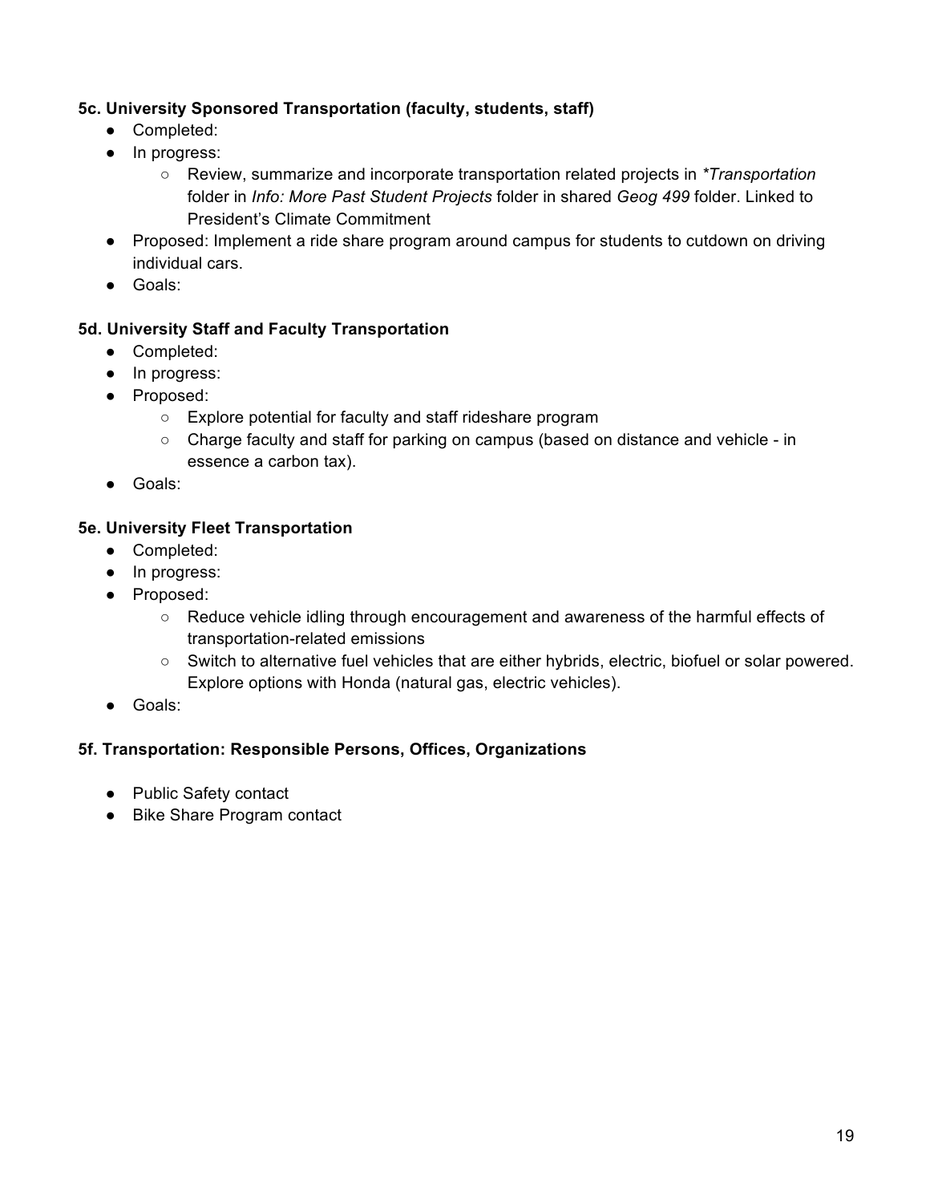**5c. University Sponsored Transportation (faculty, students, staff)**

- Completed:
- In progress:
  - Review, summarize and incorporate transportation related projects in *\*Transportation* folder in *Info: More Past Student Projects* folder in shared *Geog 499* folder. Linked to President's Climate Commitment
- Proposed: Implement a ride share program around campus for students to cutdown on driving individual cars.
- Goals:

**5d. University Staff and Faculty Transportation**

- Completed:
- In progress:
- Proposed:
  - Explore potential for faculty and staff rideshare program
  - Charge faculty and staff for parking on campus (based on distance and vehicle - in essence a carbon tax).
- Goals:

**5e. University Fleet Transportation**

- Completed:
- In progress:
- Proposed:
  - Reduce vehicle idling through encouragement and awareness of the harmful effects of transportation-related emissions
  - Switch to alternative fuel vehicles that are either hybrids, electric, biofuel or solar powered. Explore options with Honda (natural gas, electric vehicles).
- Goals:

**5f. Transportation: Responsible Persons, Offices, Organizations**

- Public Safety contact
- Bike Share Program contact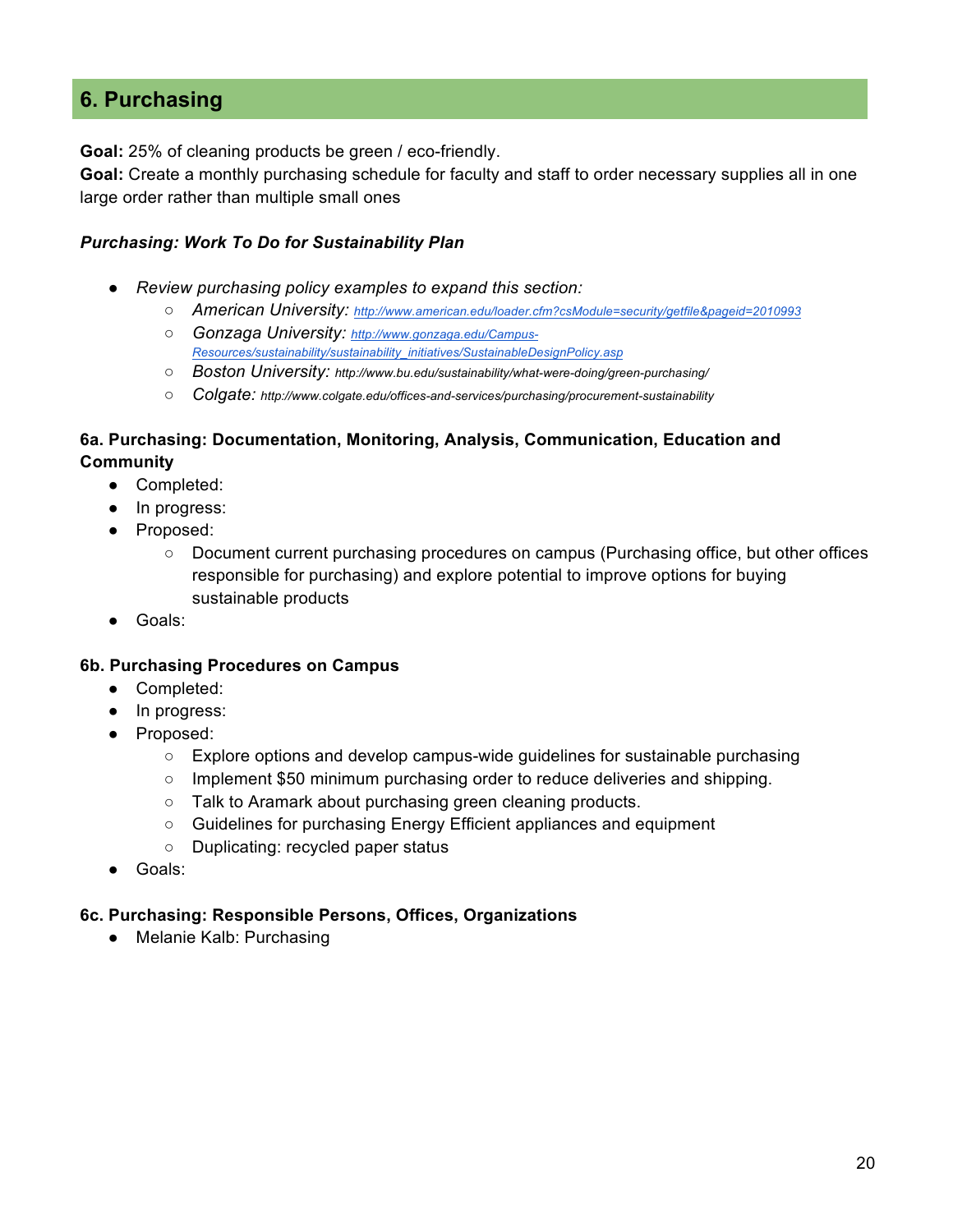## 6. Purchasing

**Goal:** 25% of cleaning products be green / eco-friendly.
**Goal:** Create a monthly purchasing schedule for faculty and staff to order necessary supplies all in one large order rather than multiple small ones

***Purchasing: Work To Do for Sustainability Plan***

- *Review purchasing policy examples to expand this section:*
  - *American University:* [http://www.american.edu/loader.cfm?csModule=security/getfile&pageid=2010993](http://www.american.edu/loader.cfm?csModule=security/getfile&pageid=2010993)
  - *Gonzaga University:* [http://www.gonzaga.edu/Campus-Resources/sustainability/sustainability_initiatives/SustainableDesignPolicy.asp](http://www.gonzaga.edu/Campus-Resources/sustainability/sustainability_initiatives/SustainableDesignPolicy.asp)
  - *Boston University: http://www.bu.edu/sustainability/what-were-doing/green-purchasing/*
  - *Colgate: http://www.colgate.edu/offices-and-services/purchasing/procurement-sustainability*

#### 6a. Purchasing: Documentation, Monitoring, Analysis, Communication, Education and Community

- Completed:
- In progress:
- Proposed:
  - Document current purchasing procedures on campus (Purchasing office, but other offices responsible for purchasing) and explore potential to improve options for buying sustainable products
- Goals:

#### 6b. Purchasing Procedures on Campus

- Completed:
- In progress:
- Proposed:
  - Explore options and develop campus-wide guidelines for sustainable purchasing
  - Implement $50 minimum purchasing order to reduce deliveries and shipping.
  - Talk to Aramark about purchasing green cleaning products.
  - Guidelines for purchasing Energy Efficient appliances and equipment
  - Duplicating: recycled paper status
- Goals:

#### 6c. Purchasing: Responsible Persons, Offices, Organizations

- Melanie Kalb: Purchasing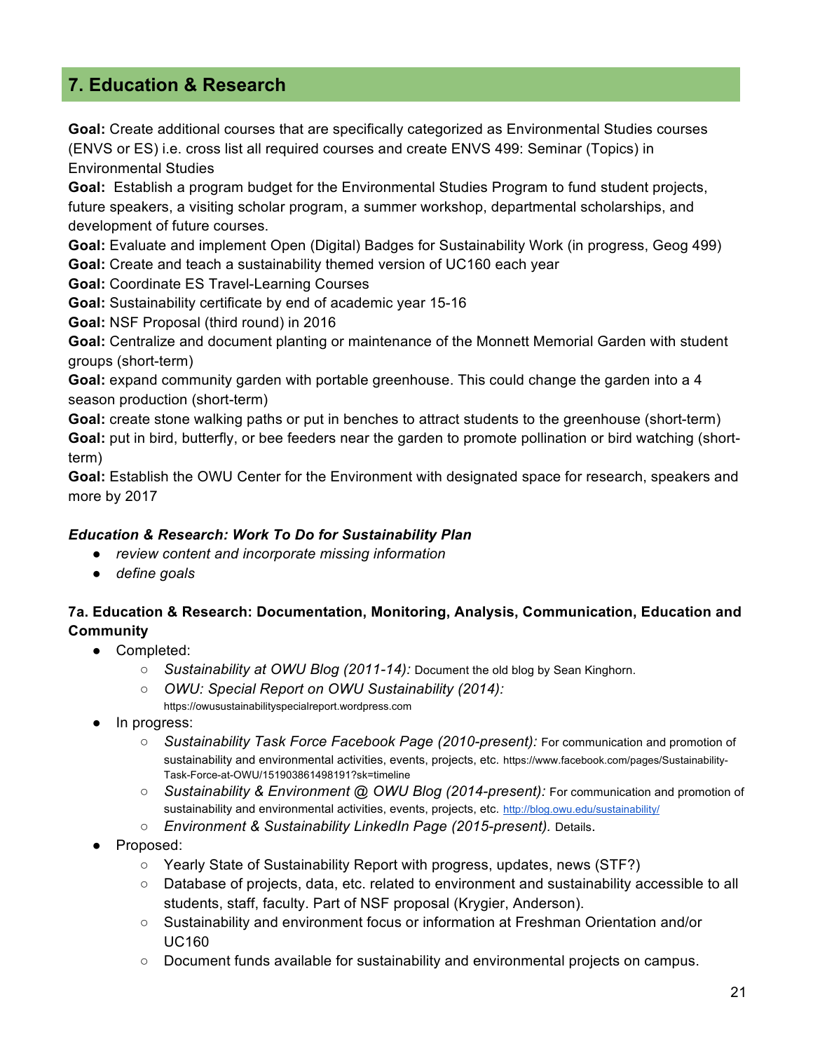## 7. Education & Research

**Goal:** Create additional courses that are specifically categorized as Environmental Studies courses (ENVS or ES) i.e. cross list all required courses and create ENVS 499: Seminar (Topics) in Environmental Studies
**Goal:** Establish a program budget for the Environmental Studies Program to fund student projects, future speakers, a visiting scholar program, a summer workshop, departmental scholarships, and development of future courses.
**Goal:** Evaluate and implement Open (Digital) Badges for Sustainability Work (in progress, Geog 499)
**Goal:** Create and teach a sustainability themed version of UC160 each year
**Goal:** Coordinate ES Travel-Learning Courses
**Goal:** Sustainability certificate by end of academic year 15-16
**Goal:** NSF Proposal (third round) in 2016
**Goal:** Centralize and document planting or maintenance of the Monnett Memorial Garden with student groups (short-term)
**Goal:** expand community garden with portable greenhouse. This could change the garden into a 4 season production (short-term)
**Goal:** create stone walking paths or put in benches to attract students to the greenhouse (short-term)
**Goal:** put in bird, butterfly, or bee feeders near the garden to promote pollination or bird watching (short-term)
**Goal:** Establish the OWU Center for the Environment with designated space for research, speakers and more by 2017

***Education & Research: Work To Do for Sustainability Plan***

- *review content and incorporate missing information*
- *define goals*

### 7a. Education & Research: Documentation, Monitoring, Analysis, Communication, Education and Community

- Completed:
  - *Sustainability at OWU Blog (2011-14):* Document the old blog by Sean Kinghorn.
  - *OWU: Special Report on OWU Sustainability (2014):* https://owusustainabilityspecialreport.wordpress.com
- In progress:
  - *Sustainability Task Force Facebook Page (2010-present):* For communication and promotion of sustainability and environmental activities, events, projects, etc. https://www.facebook.com/pages/Sustainability-Task-Force-at-OWU/151903861498191?sk=timeline
  - *Sustainability & Environment @ OWU Blog (2014-present):* For communication and promotion of sustainability and environmental activities, events, projects, etc. http://blog.owu.edu/sustainability/
  - *Environment & Sustainability LinkedIn Page (2015-present).* Details.
- Proposed:
  - Yearly State of Sustainability Report with progress, updates, news (STF?)
  - Database of projects, data, etc. related to environment and sustainability accessible to all students, staff, faculty. Part of NSF proposal (Krygier, Anderson).
  - Sustainability and environment focus or information at Freshman Orientation and/or UC160
  - Document funds available for sustainability and environmental projects on campus.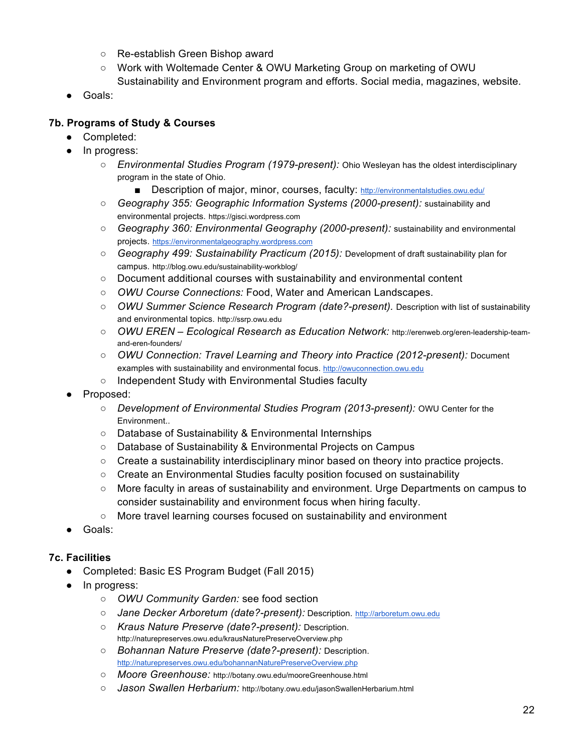- Re-establish Green Bishop award
    - Work with Woltemade Center & OWU Marketing Group on marketing of OWU Sustainability and Environment program and efforts. Social media, magazines, website.
- Goals:

### 7b. Programs of Study & Courses

- Completed:
- In progress:
    - *Environmental Studies Program (1979-present):* Ohio Wesleyan has the oldest interdisciplinary program in the state of Ohio.
        - Description of major, minor, courses, faculty: http://environmentalstudies.owu.edu/
    - *Geography 355: Geographic Information Systems (2000-present):* sustainability and environmental projects. https://gisci.wordpress.com
    - *Geography 360: Environmental Geography (2000-present):* sustainability and environmental projects. https://environmentalgeography.wordpress.com
    - *Geography 499: Sustainability Practicum (2015):* Development of draft sustainability plan for campus. http://blog.owu.edu/sustainability-workblog/
    - Document additional courses with sustainability and environmental content
    - *OWU Course Connections:* Food, Water and American Landscapes.
    - *OWU Summer Science Research Program (date?-present).* Description with list of sustainability and environmental topics. http://ssrp.owu.edu
    - *OWU EREN – Ecological Research as Education Network:* http://erenweb.org/eren-leadership-team-and-eren-founders/
    - *OWU Connection: Travel Learning and Theory into Practice (2012-present):* Document examples with sustainability and environmental focus. http://owuconnection.owu.edu
    - Independent Study with Environmental Studies faculty
- Proposed:
    - *Development of Environmental Studies Program (2013-present):* OWU Center for the Environment..
    - Database of Sustainability & Environmental Internships
    - Database of Sustainability & Environmental Projects on Campus
    - Create a sustainability interdisciplinary minor based on theory into practice projects.
    - Create an Environmental Studies faculty position focused on sustainability
    - More faculty in areas of sustainability and environment. Urge Departments on campus to consider sustainability and environment focus when hiring faculty.
    - More travel learning courses focused on sustainability and environment
- Goals:

### 7c. Facilities

- Completed: Basic ES Program Budget (Fall 2015)
- In progress:
    - *OWU Community Garden:* see food section
    - *Jane Decker Arboretum (date?-present):* Description. http://arboretum.owu.edu
    - *Kraus Nature Preserve (date?-present):* Description. http://naturepreserves.owu.edu/krausNaturePreserveOverview.php
    - *Bohannan Nature Preserve (date?-present):* Description. http://naturepreserves.owu.edu/bohannanNaturePreserveOverview.php
    - *Moore Greenhouse:* http://botany.owu.edu/mooreGreenhouse.html
    - *Jason Swallen Herbarium:* http://botany.owu.edu/jasonSwallenHerbarium.html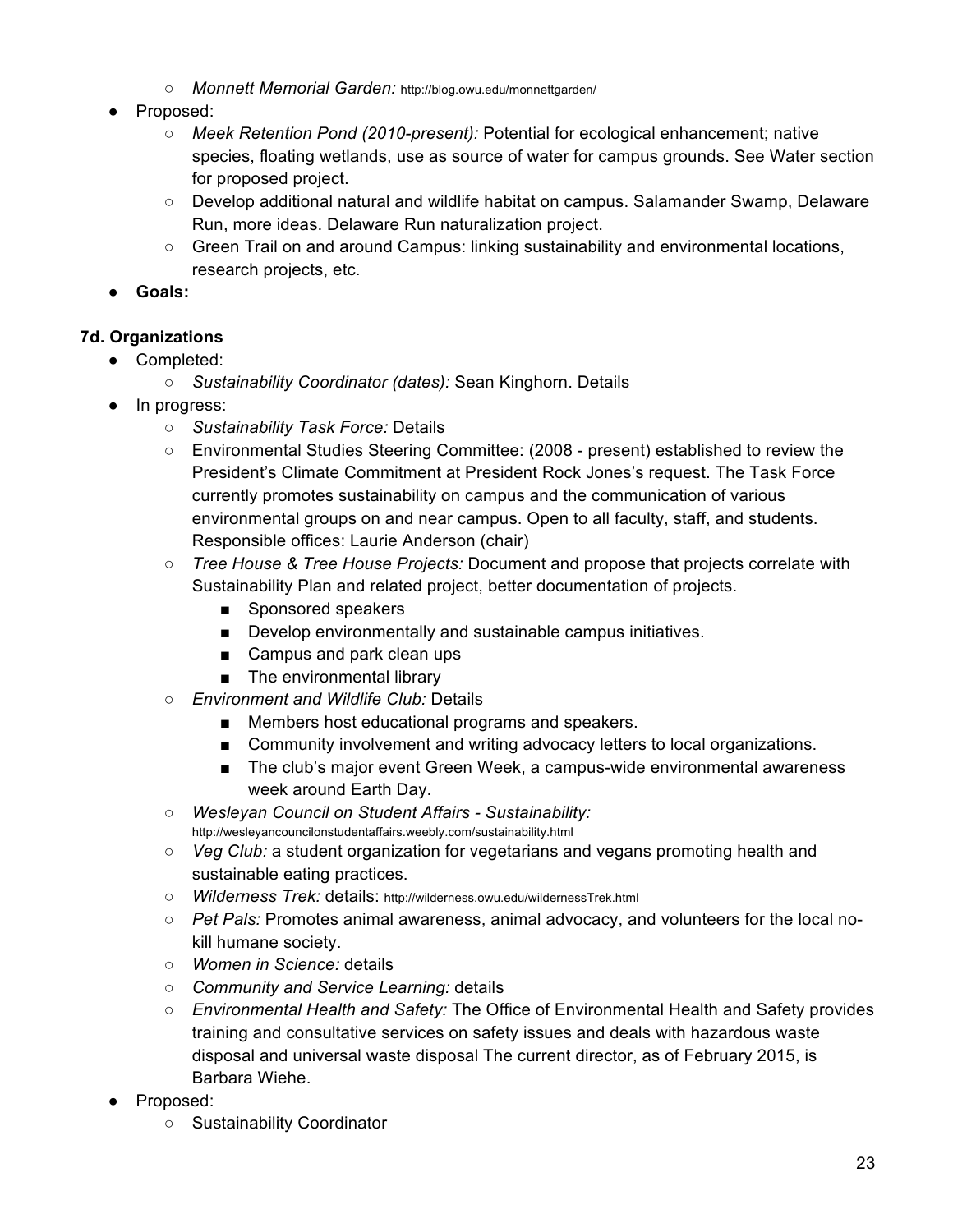- *Monnett Memorial Garden:* http://blog.owu.edu/monnettgarden/
- Proposed:
    - *Meek Retention Pond (2010-present):* Potential for ecological enhancement; native species, floating wetlands, use as source of water for campus grounds. See Water section for proposed project.
    - Develop additional natural and wildlife habitat on campus. Salamander Swamp, Delaware Run, more ideas. Delaware Run naturalization project.
    - Green Trail on and around Campus: linking sustainability and environmental locations, research projects, etc.
- **Goals:**

### 7d. Organizations

- Completed:
    - *Sustainability Coordinator (dates):* Sean Kinghorn. Details
- In progress:
    - *Sustainability Task Force:* Details
    - Environmental Studies Steering Committee: (2008 - present) established to review the President's Climate Commitment at President Rock Jones's request. The Task Force currently promotes sustainability on campus and the communication of various environmental groups on and near campus. Open to all faculty, staff, and students. Responsible offices: Laurie Anderson (chair)
    - *Tree House & Tree House Projects:* Document and propose that projects correlate with Sustainability Plan and related project, better documentation of projects.
        - Sponsored speakers
        - Develop environmentally and sustainable campus initiatives.
        - Campus and park clean ups
        - The environmental library
    - *Environment and Wildlife Club:* Details
        - Members host educational programs and speakers.
        - Community involvement and writing advocacy letters to local organizations.
        - The club's major event Green Week, a campus-wide environmental awareness week around Earth Day.
    - *Wesleyan Council on Student Affairs - Sustainability:* http://wesleyancouncilonstudentaffairs.weebly.com/sustainability.html
    - *Veg Club:* a student organization for vegetarians and vegans promoting health and sustainable eating practices.
    - *Wilderness Trek:* details: http://wilderness.owu.edu/wildernessTrek.html
    - *Pet Pals:* Promotes animal awareness, animal advocacy, and volunteers for the local no-kill humane society.
    - *Women in Science:* details
    - *Community and Service Learning:* details
    - *Environmental Health and Safety:* The Office of Environmental Health and Safety provides training and consultative services on safety issues and deals with hazardous waste disposal and universal waste disposal The current director, as of February 2015, is Barbara Wiehe.
- Proposed:
    - Sustainability Coordinator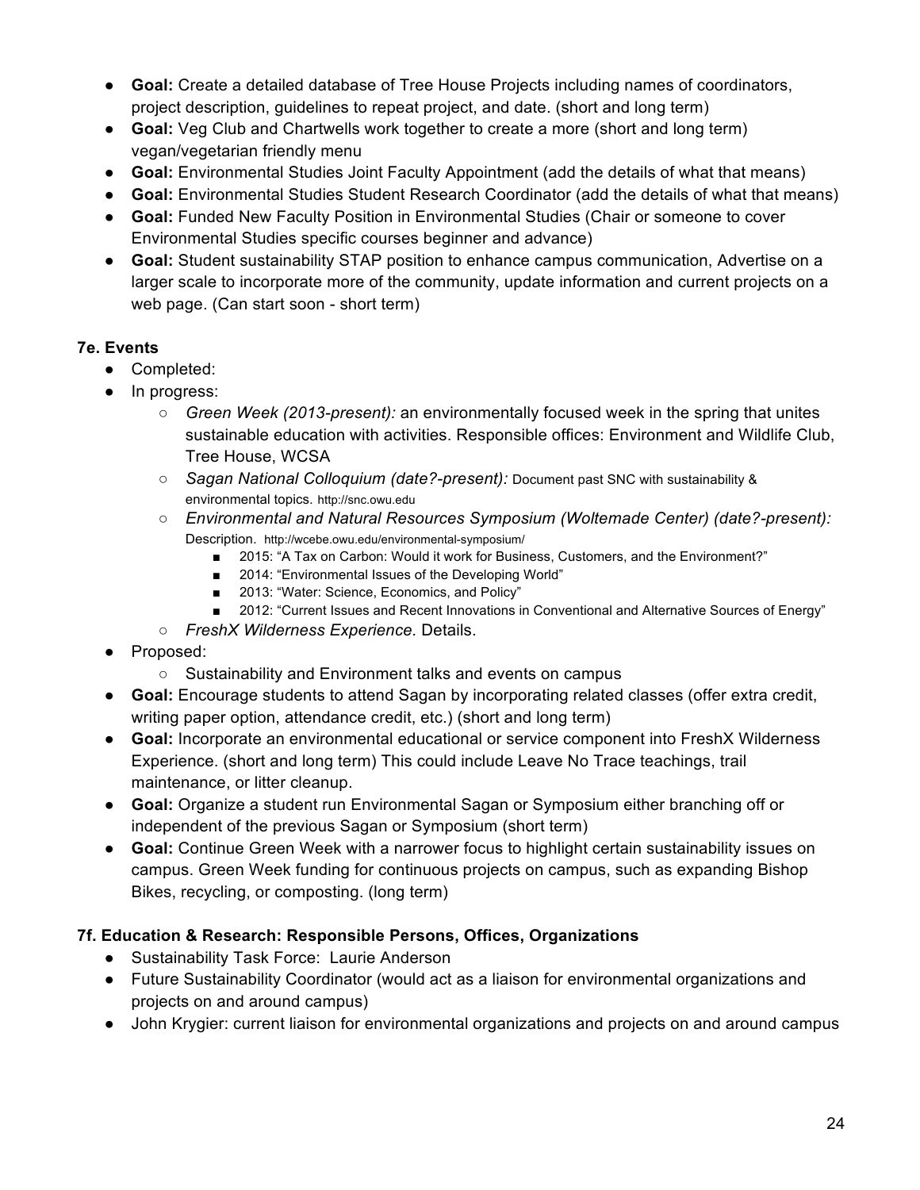- **Goal:** Create a detailed database of Tree House Projects including names of coordinators, project description, guidelines to repeat project, and date. (short and long term)
- **Goal:** Veg Club and Chartwells work together to create a more (short and long term) vegan/vegetarian friendly menu
- **Goal:** Environmental Studies Joint Faculty Appointment (add the details of what that means)
- **Goal:** Environmental Studies Student Research Coordinator (add the details of what that means)
- **Goal:** Funded New Faculty Position in Environmental Studies (Chair or someone to cover Environmental Studies specific courses beginner and advance)
- **Goal:** Student sustainability STAP position to enhance campus communication, Advertise on a larger scale to incorporate more of the community, update information and current projects on a web page. (Can start soon - short term)

### 7e. Events

- Completed:
- In progress:
  - *Green Week (2013-present):* an environmentally focused week in the spring that unites sustainable education with activities. Responsible offices: Environment and Wildlife Club, Tree House, WCSA
  - *Sagan National Colloquium (date?-present):* Document past SNC with sustainability & environmental topics. http://snc.owu.edu
  - *Environmental and Natural Resources Symposium (Woltemade Center) (date?-present):* Description. http://wcebe.owu.edu/environmental-symposium/
    - 2015: "A Tax on Carbon: Would it work for Business, Customers, and the Environment?"
    - 2014: "Environmental Issues of the Developing World"
    - 2013: "Water: Science, Economics, and Policy"
    - 2012: "Current Issues and Recent Innovations in Conventional and Alternative Sources of Energy"
  - *FreshX Wilderness Experience.* Details.
- Proposed:
  - Sustainability and Environment talks and events on campus
- **Goal:** Encourage students to attend Sagan by incorporating related classes (offer extra credit, writing paper option, attendance credit, etc.) (short and long term)
- **Goal:** Incorporate an environmental educational or service component into FreshX Wilderness Experience. (short and long term) This could include Leave No Trace teachings, trail maintenance, or litter cleanup.
- **Goal:** Organize a student run Environmental Sagan or Symposium either branching off or independent of the previous Sagan or Symposium (short term)
- **Goal:** Continue Green Week with a narrower focus to highlight certain sustainability issues on campus. Green Week funding for continuous projects on campus, such as expanding Bishop Bikes, recycling, or composting. (long term)

### 7f. Education & Research: Responsible Persons, Offices, Organizations

- Sustainability Task Force: Laurie Anderson
- Future Sustainability Coordinator (would act as a liaison for environmental organizations and projects on and around campus)
- John Krygier: current liaison for environmental organizations and projects on and around campus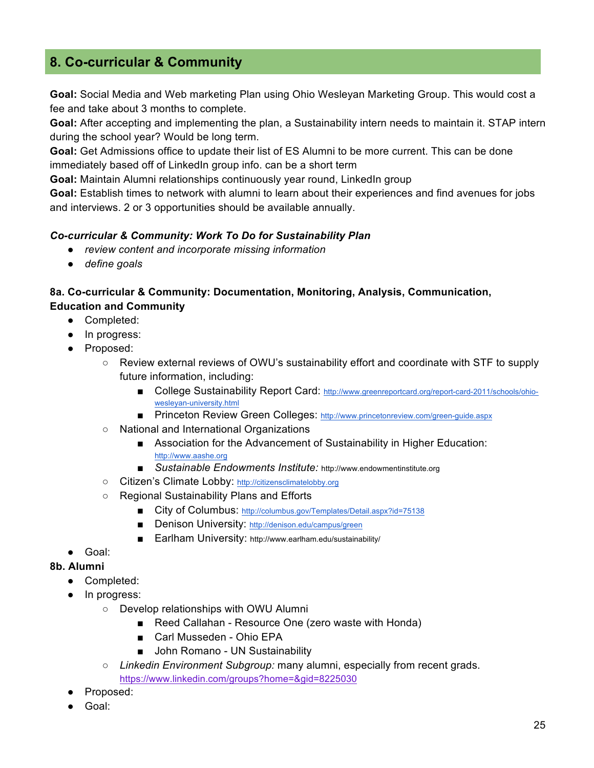## 8. Co-curricular & Community

**Goal:** Social Media and Web marketing Plan using Ohio Wesleyan Marketing Group. This would cost a fee and take about 3 months to complete.
**Goal:** After accepting and implementing the plan, a Sustainability intern needs to maintain it. STAP intern during the school year? Would be long term.
**Goal:** Get Admissions office to update their list of ES Alumni to be more current. This can be done immediately based off of LinkedIn group info. can be a short term
**Goal:** Maintain Alumni relationships continuously year round, LinkedIn group
**Goal:** Establish times to network with alumni to learn about their experiences and find avenues for jobs and interviews. 2 or 3 opportunities should be available annually.

***Co-curricular & Community: Work To Do for Sustainability Plan***

- *review content and incorporate missing information*
- *define goals*

### 8a. Co-curricular & Community: Documentation, Monitoring, Analysis, Communication, Education and Community

- Completed:
- In progress:
- Proposed:
  - Review external reviews of OWU's sustainability effort and coordinate with STF to supply future information, including:
    - College Sustainability Report Card: http://www.greenreportcard.org/report-card-2011/schools/ohio-wesleyan-university.html
    - Princeton Review Green Colleges: http://www.princetonreview.com/green-guide.aspx
  - National and International Organizations
    - Association for the Advancement of Sustainability in Higher Education: http://www.aashe.org
    - *Sustainable Endowments Institute:* http://www.endowmentinstitute.org
  - Citizen's Climate Lobby: http://citizensclimatelobby.org
  - Regional Sustainability Plans and Efforts
    - City of Columbus: http://columbus.gov/Templates/Detail.aspx?id=75138
    - Denison University: http://denison.edu/campus/green
    - Earlham University: http://www.earlham.edu/sustainability/
- Goal:

### 8b. Alumni

- Completed:
- In progress:
  - Develop relationships with OWU Alumni
    - Reed Callahan - Resource One (zero waste with Honda)
    - Carl Musseden - Ohio EPA
    - John Romano - UN Sustainability
  - *Linkedin Environment Subgroup:* many alumni, especially from recent grads. https://www.linkedin.com/groups?home=&gid=8225030
- Proposed:
- Goal: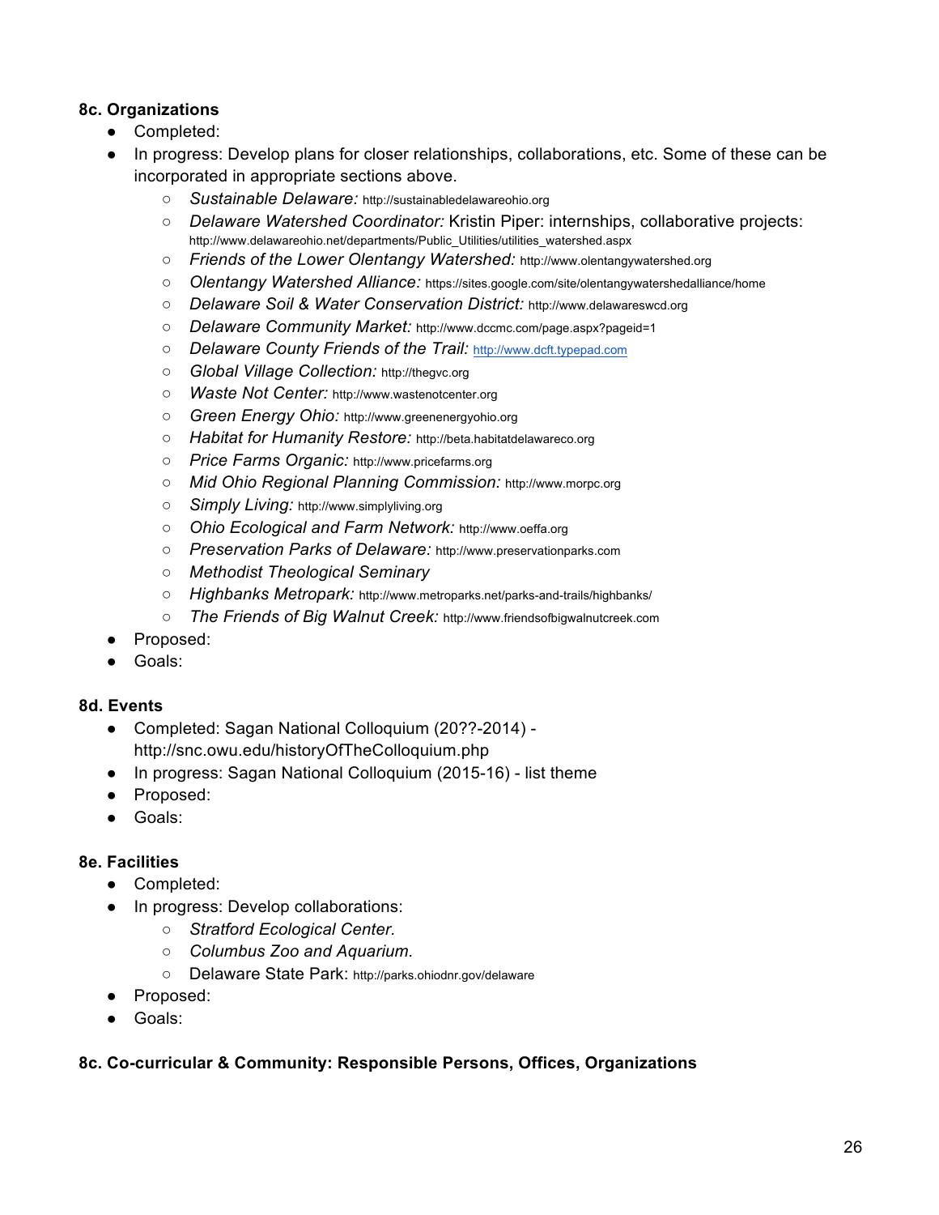**8c. Organizations**

- Completed:
- In progress: Develop plans for closer relationships, collaborations, etc. Some of these can be incorporated in appropriate sections above.
    - *Sustainable Delaware:* http://sustainabledelawareohio.org
    - *Delaware Watershed Coordinator:* Kristin Piper: internships, collaborative projects: http://www.delawareohio.net/departments/Public_Utilities/utilities_watershed.aspx
    - *Friends of the Lower Olentangy Watershed:* http://www.olentangywatershed.org
    - *Olentangy Watershed Alliance:* https://sites.google.com/site/olentangywatershedalliance/home
    - *Delaware Soil & Water Conservation District:* http://www.delawareswcd.org
    - *Delaware Community Market:* http://www.dccmc.com/page.aspx?pageid=1
    - *Delaware County Friends of the Trail:* http://www.dcft.typepad.com
    - *Global Village Collection:* http://thegvc.org
    - *Waste Not Center:* http://www.wastenotcenter.org
    - *Green Energy Ohio:* http://www.greenenergyohio.org
    - *Habitat for Humanity Restore:* http://beta.habitatdelawareco.org
    - *Price Farms Organic:* http://www.pricefarms.org
    - *Mid Ohio Regional Planning Commission:* http://www.morpc.org
    - *Simply Living:* http://www.simplyliving.org
    - *Ohio Ecological and Farm Network:* http://www.oeffa.org
    - *Preservation Parks of Delaware:* http://www.preservationparks.com
    - *Methodist Theological Seminary*
    - *Highbanks Metropark:* http://www.metroparks.net/parks-and-trails/highbanks/
    - *The Friends of Big Walnut Creek:* http://www.friendsofbigwalnutcreek.com
- Proposed:
- Goals:

**8d. Events**

- Completed: Sagan National Colloquium (20??-2014) - http://snc.owu.edu/historyOfTheColloquium.php
- In progress: Sagan National Colloquium (2015-16) - list theme
- Proposed:
- Goals:

**8e. Facilities**

- Completed:
- In progress: Develop collaborations:
    - *Stratford Ecological Center.*
    - *Columbus Zoo and Aquarium.*
    - Delaware State Park: http://parks.ohiodnr.gov/delaware
- Proposed:
- Goals:

**8c. Co-curricular & Community: Responsible Persons, Offices, Organizations**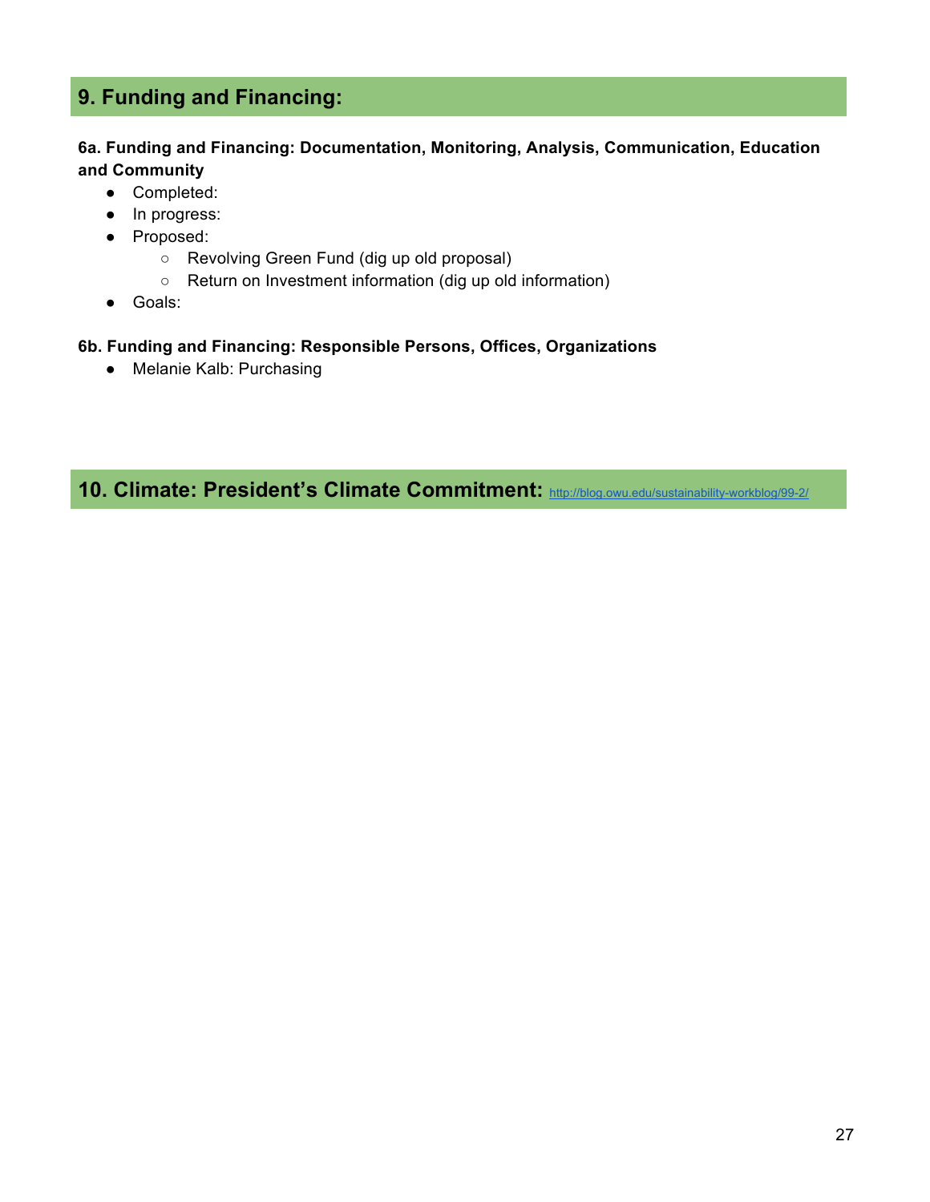## 9. Funding and Financing:

**6a. Funding and Financing: Documentation, Monitoring, Analysis, Communication, Education and Community**

- Completed:
- In progress:
- Proposed:
  - Revolving Green Fund (dig up old proposal)
  - Return on Investment information (dig up old information)
- Goals:

**6b. Funding and Financing: Responsible Persons, Offices, Organizations**

- Melanie Kalb: Purchasing

## 10. Climate: President's Climate Commitment: http://blog.owu.edu/sustainability-workblog/99-2/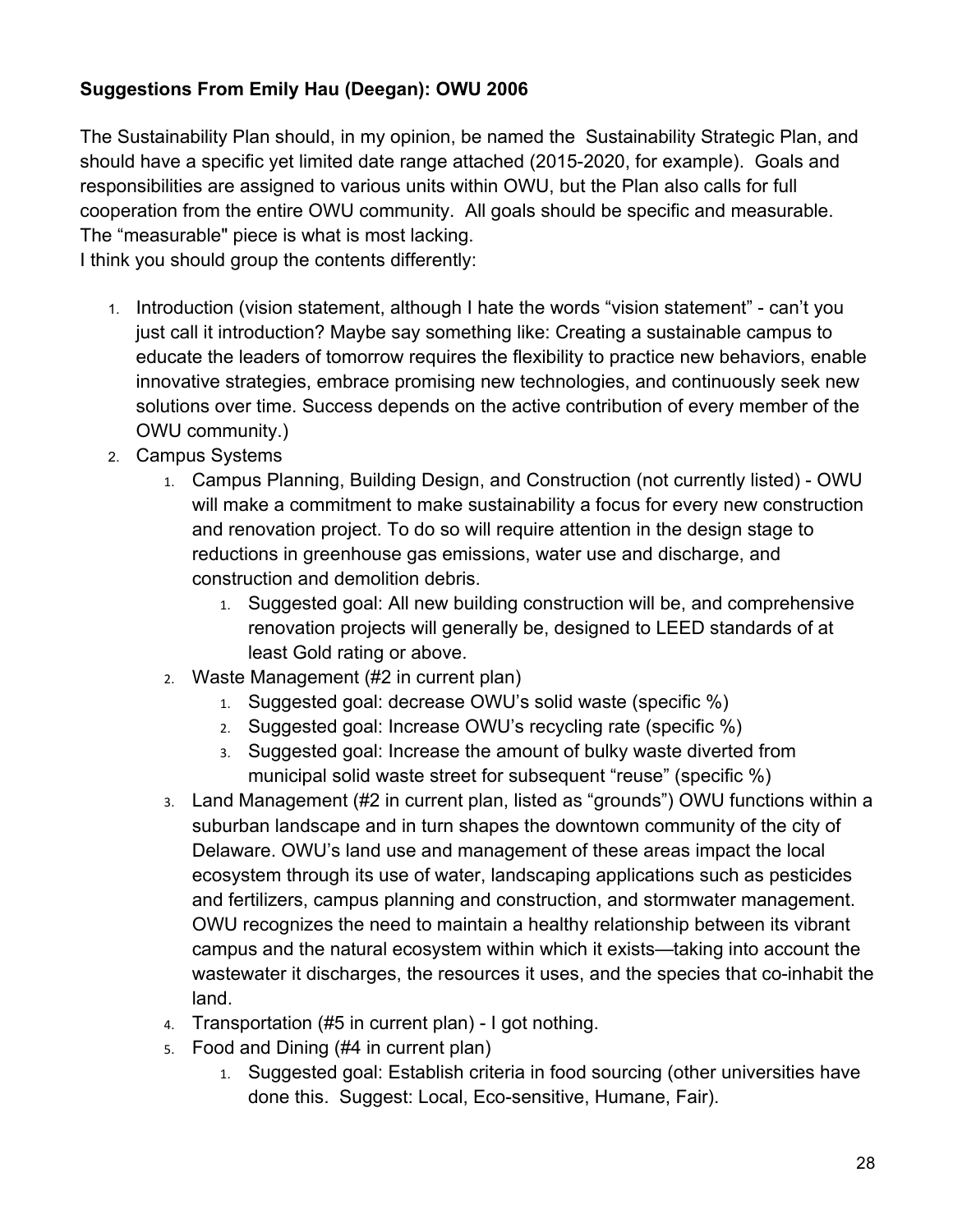**Suggestions From Emily Hau (Deegan): OWU 2006**

The Sustainability Plan should, in my opinion, be named the  Sustainability Strategic Plan, and should have a specific yet limited date range attached (2015-2020, for example).  Goals and responsibilities are assigned to various units within OWU, but the Plan also calls for full cooperation from the entire OWU community.  All goals should be specific and measurable. The "measurable" piece is what is most lacking.
I think you should group the contents differently:

1. Introduction (vision statement, although I hate the words "vision statement" - can't you just call it introduction? Maybe say something like: Creating a sustainable campus to educate the leaders of tomorrow requires the flexibility to practice new behaviors, enable innovative strategies, embrace promising new technologies, and continuously seek new solutions over time. Success depends on the active contribution of every member of the OWU community.)
2. Campus Systems
    1. Campus Planning, Building Design, and Construction (not currently listed) - OWU will make a commitment to make sustainability a focus for every new construction and renovation project. To do so will require attention in the design stage to reductions in greenhouse gas emissions, water use and discharge, and construction and demolition debris.
        1. Suggested goal: All new building construction will be, and comprehensive renovation projects will generally be, designed to LEED standards of at least Gold rating or above.
    2. Waste Management (#2 in current plan)
        1. Suggested goal: decrease OWU's solid waste (specific %)
        2. Suggested goal: Increase OWU's recycling rate (specific %)
        3. Suggested goal: Increase the amount of bulky waste diverted from municipal solid waste street for subsequent "reuse" (specific %)
    3. Land Management (#2 in current plan, listed as "grounds") OWU functions within a suburban landscape and in turn shapes the downtown community of the city of Delaware. OWU's land use and management of these areas impact the local ecosystem through its use of water, landscaping applications such as pesticides and fertilizers, campus planning and construction, and stormwater management. OWU recognizes the need to maintain a healthy relationship between its vibrant campus and the natural ecosystem within which it exists—taking into account the wastewater it discharges, the resources it uses, and the species that co-inhabit the land.
    4. Transportation (#5 in current plan) - I got nothing.
    5. Food and Dining (#4 in current plan)
        1. Suggested goal: Establish criteria in food sourcing (other universities have done this.  Suggest: Local, Eco-sensitive, Humane, Fair).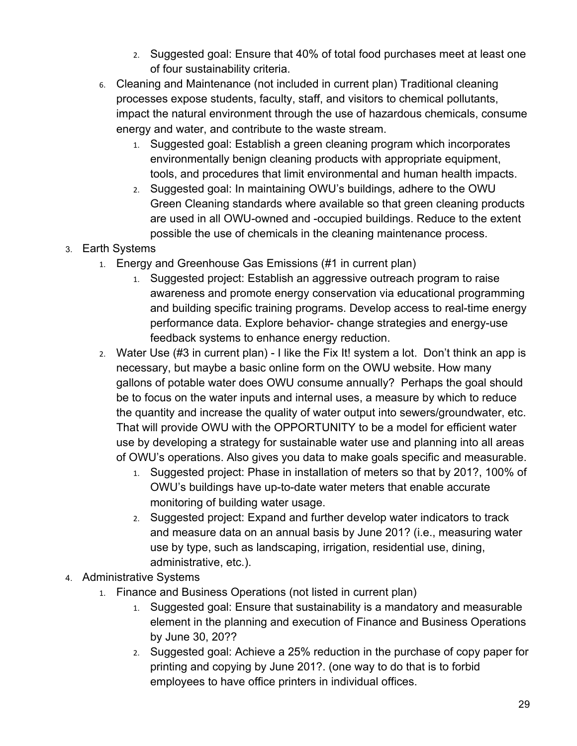2. Suggested goal: Ensure that 40% of total food purchases meet at least one of four sustainability criteria.
6. Cleaning and Maintenance (not included in current plan) Traditional cleaning processes expose students, faculty, staff, and visitors to chemical pollutants, impact the natural environment through the use of hazardous chemicals, consume energy and water, and contribute to the waste stream.
   1. Suggested goal: Establish a green cleaning program which incorporates environmentally benign cleaning products with appropriate equipment, tools, and procedures that limit environmental and human health impacts.
   2. Suggested goal: In maintaining OWU's buildings, adhere to the OWU Green Cleaning standards where available so that green cleaning products are used in all OWU-owned and -occupied buildings. Reduce to the extent possible the use of chemicals in the cleaning maintenance process.

3. Earth Systems
   1. Energy and Greenhouse Gas Emissions (#1 in current plan)
      1. Suggested project: Establish an aggressive outreach program to raise awareness and promote energy conservation via educational programming and building specific training programs. Develop access to real-time energy performance data. Explore behavior- change strategies and energy-use feedback systems to enhance energy reduction.
   2. Water Use (#3 in current plan) - I like the Fix It! system a lot. Don't think an app is necessary, but maybe a basic online form on the OWU website. How many gallons of potable water does OWU consume annually? Perhaps the goal should be to focus on the water inputs and internal uses, a measure by which to reduce the quantity and increase the quality of water output into sewers/groundwater, etc. That will provide OWU with the OPPORTUNITY to be a model for efficient water use by developing a strategy for sustainable water use and planning into all areas of OWU's operations. Also gives you data to make goals specific and measurable.
      1. Suggested project: Phase in installation of meters so that by 201?, 100% of OWU's buildings have up-to-date water meters that enable accurate monitoring of building water usage.
      2. Suggested project: Expand and further develop water indicators to track and measure data on an annual basis by June 201? (i.e., measuring water use by type, such as landscaping, irrigation, residential use, dining, administrative, etc.).

4. Administrative Systems
   1. Finance and Business Operations (not listed in current plan)
      1. Suggested goal: Ensure that sustainability is a mandatory and measurable element in the planning and execution of Finance and Business Operations by June 30, 20??
      2. Suggested goal: Achieve a 25% reduction in the purchase of copy paper for printing and copying by June 201?. (one way to do that is to forbid employees to have office printers in individual offices.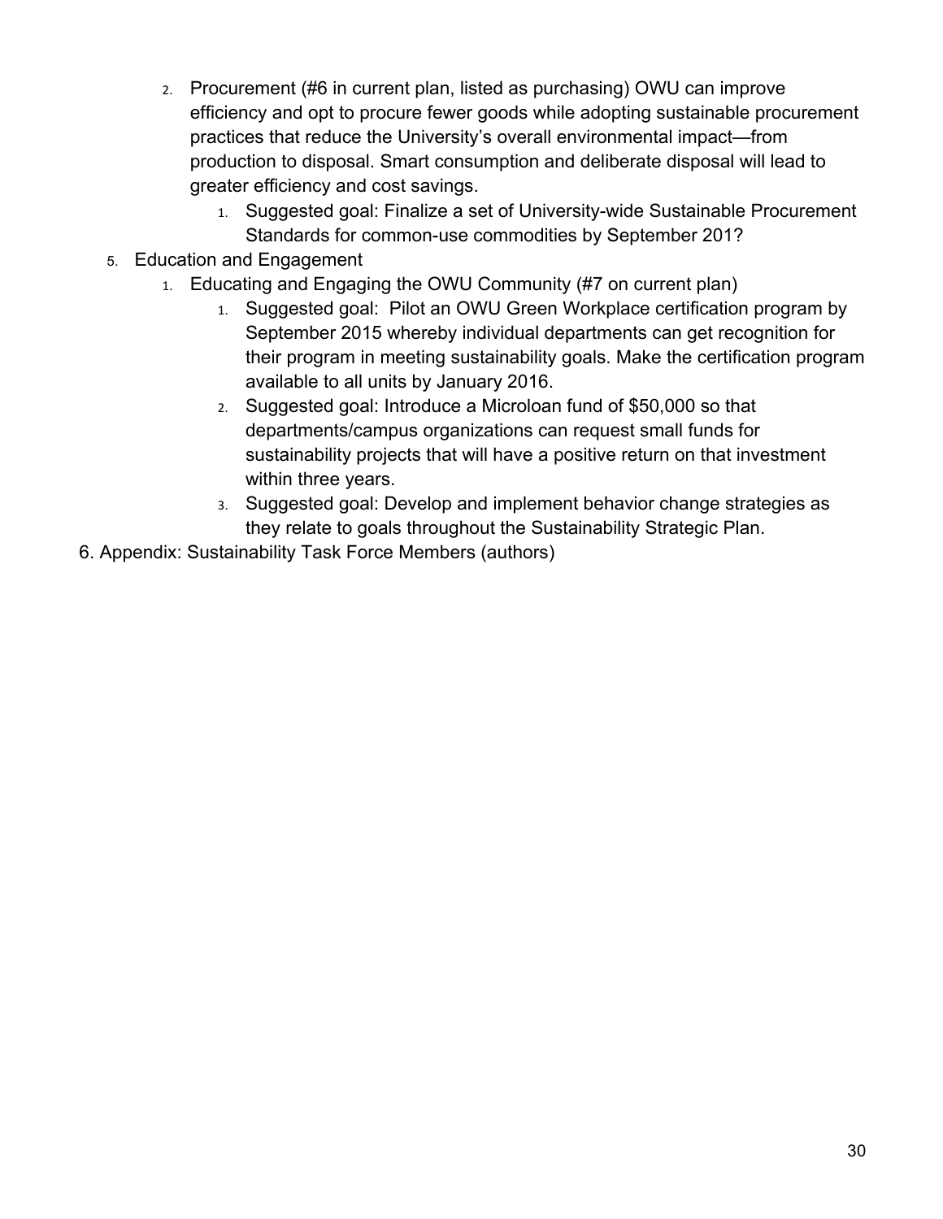2. Procurement (#6 in current plan, listed as purchasing) OWU can improve efficiency and opt to procure fewer goods while adopting sustainable procurement practices that reduce the University's overall environmental impact—from production to disposal. Smart consumption and deliberate disposal will lead to greater efficiency and cost savings.
    1. Suggested goal: Finalize a set of University-wide Sustainable Procurement Standards for common-use commodities by September 201?

5. Education and Engagement
    1. Educating and Engaging the OWU Community (#7 on current plan)
        1. Suggested goal: Pilot an OWU Green Workplace certification program by September 2015 whereby individual departments can get recognition for their program in meeting sustainability goals. Make the certification program available to all units by January 2016.
        2. Suggested goal: Introduce a Microloan fund of $50,000 so that departments/campus organizations can request small funds for sustainability projects that will have a positive return on that investment within three years.
        3. Suggested goal: Develop and implement behavior change strategies as they relate to goals throughout the Sustainability Strategic Plan.

6. Appendix: Sustainability Task Force Members (authors)